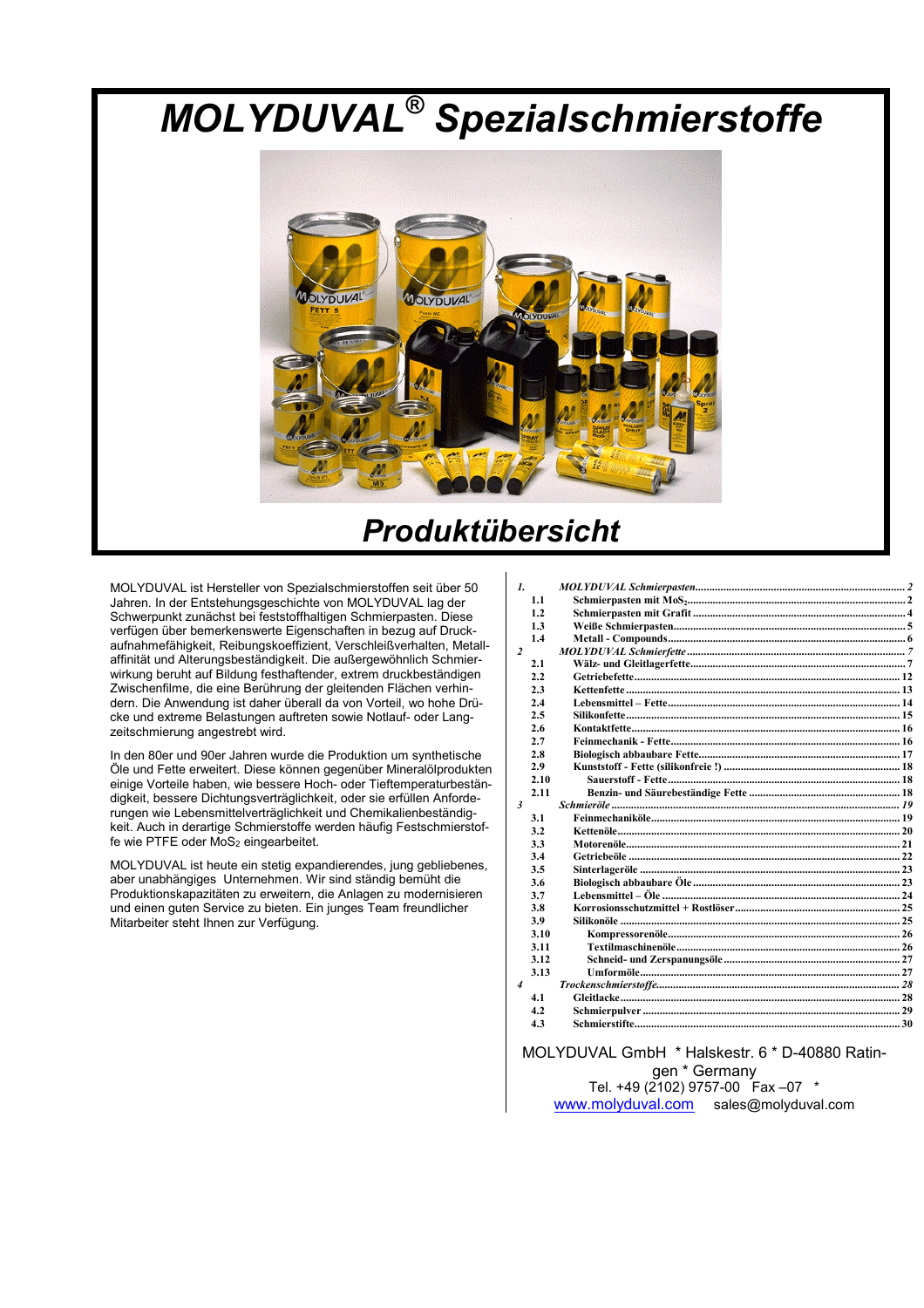# MOLYDUVAL® Spezialschmierstoffe

## Produktübersicht

MOLYDUVAL ist Hersteller von Spezialschmierstoffen seit über 50 Jahren. In der Entstehungsgeschichte von MOLYDUVAL lag der Schwerpunkt zunächst bei feststoffhaltigen Schmierpasten. Diese verfügen über bemerkenswerte Eigenschaften in bezug auf Druckaufnahmefähigkeit, Reibungskoeffizient, Verschleißverhalten, Metallaffinität und Alterungsbeständigkeit. Die außergewöhnlich Schmierwirkung beruht auf Bildung festhaftender, extrem druckbeständigen Zwischenfilme, die eine Berührung der gleitenden Flächen verhindern. Die Anwendung ist daher überall da von Vorteil, wo hohe Drücke und extreme Belastungen auftreten sowie Notlauf- oder Langzeitschmierung angestrebt wird.

In den 80er und 90er Jahren wurde die Produktion um synthetische Öle und Fette erweitert. Diese können gegenüber Mineralölprodukten einige Vorteile haben, wie bessere Hoch- oder Tieftemperaturbeständigkeit, bessere Dichtungsverträglichkeit, oder sie erfüllen Anforderungen wie Lebensmittelverträglichkeit und Chemikalienbeständigkeit. Auch in derartige Schmierstoffe werden häufig Festschmierstoffe wie PTFE oder $MoS_2$ eingearbeitet.

MOLYDUVAL ist heute ein stetig expandierendes, jung gebliebenes, aber unabhängiges Unternehmen. Wir sind ständig bemüht die Produktionskapazitäten zu erweitern, die Anlagen zu modernisieren und einen guten Service zu bieten. Ein junges Team freundlicher Mitarbeiter steht Ihnen zur Verfügung.

| | | |
|---|---|---|
| *1.* | *MOLYDUVAL Schmierpasten* | *2* |
| 1.1 | Schmierpasten mit $MoS_2$ | 2 |
| 1.2 | Schmierpasten mit Grafit | 4 |
| 1.3 | Weiße Schmierpasten | 5 |
| 1.4 | Metall - Compounds | 6 |
| *2* | *MOLYDUVAL Schmierfette* | *7* |
| 2.1 | Wälz- und Gleitlagerfette | 7 |
| 2.2 | Getriebefette | 12 |
| 2.3 | Kettenfette | 13 |
| 2.4 | Lebensmittel – Fette | 14 |
| 2.5 | Silikonfette | 15 |
| 2.6 | Kontaktfette | 16 |
| 2.7 | Feinmechanik - Fette | 16 |
| 2.8 | Biologisch abbaubare Fette | 17 |
| 2.9 | Kunststoff - Fette (silikonfreie !) | 18 |
| 2.10 | Sauerstoff - Fette | 18 |
| 2.11 | Benzin- und Säurebeständige Fette | 18 |
| *3* | *Schmieröle* | *19* |
| 3.1 | Feinmechaniköle | 19 |
| 3.2 | Kettenöle | 20 |
| 3.3 | Motorenöle | 21 |
| 3.4 | Getriebeöle | 22 |
| 3.5 | Sinterlageröle | 23 |
| 3.6 | Biologisch abbaubare Öle | 23 |
| 3.7 | Lebensmittel – Öle | 24 |
| 3.8 | Korrosionsschutzmittel + Rostlöser | 25 |
| 3.9 | Silikonöle | 25 |
| 3.10 | Kompressorenöle | 26 |
| 3.11 | Textilmaschinenöle | 26 |
| 3.12 | Schneid- und Zerspanungsöle | 27 |
| 3.13 | Umformöle | 27 |
| *4* | *Trockenschmierstoffe* | *28* |
| 4.1 | Gleitlacke | 28 |
| 4.2 | Schmierpulver | 29 |
| 4.3 | Schmierstifte | 30 |

MOLYDUVAL GmbH * Halskestr. 6 * D-40880 Ratingen * Germany
Tel. +49 (2102) 9757-00 Fax –07 *
www.molyduval.com sales@molyduval.com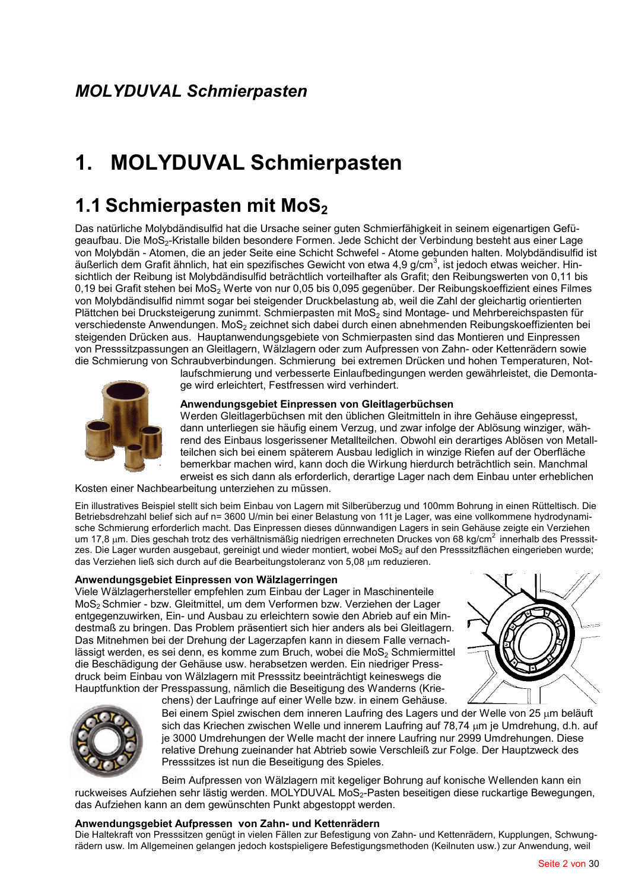*MOLYDUVAL Schmierpasten*

# 1. MOLYDUVAL Schmierpasten

## 1.1 Schmierpasten mit $MoS_2$

Das natürliche Molybdändisulfid hat die Ursache seiner guten Schmierfähigkeit in seinem eigenartigen Gefügeaufbau. Die $MoS_2$-Kristalle bilden besondere Formen. Jede Schicht der Verbindung besteht aus einer Lage von Molybdän - Atomen, die an jeder Seite eine Schicht Schwefel - Atome gebunden halten. Molybdändisulfid ist äußerlich dem Grafit ähnlich, hat ein spezifisches Gewicht von etwa 4,9 g/cm$^3$, ist jedoch etwas weicher. Hinsichtlich der Reibung ist Molybdändisulfid beträchtlich vorteilhafter als Grafit; den Reibungswerten von 0,11 bis 0,19 bei Grafit stehen bei $MoS_2$ Werte von nur 0,05 bis 0,095 gegenüber. Der Reibungskoeffizient eines Filmes von Molybdändisulfid nimmt sogar bei steigender Druckbelastung ab, weil die Zahl der gleichartig orientierten Plättchen bei Drucksteigerung zunimmt. Schmierpasten mit $MoS_2$ sind Montage- und Mehrbereichspasten für verschiedenste Anwendungen. $MoS_2$ zeichnet sich dabei durch einen abnehmenden Reibungskoeffizienten bei steigenden Drücken aus. Hauptanwendungsgebiete von Schmierpasten sind das Montieren und Einpressen von Presssitzpassungen an Gleitlagern, Wälzlagern oder zum Aufpressen von Zahn- oder Kettenrädern sowie die Schmierung von Schraubverbindungen. Schmierung bei extremen Drücken und hohen Temperaturen, Notlaufschmierung und verbesserte Einlaufbedingungen werden gewährleistet, die Demontage wird erleichtert, Festfressen wird verhindert.

**Anwendungsgebiet Einpressen von Gleitlagerbüchsen**

Werden Gleitlagerbüchsen mit den üblichen Gleitmitteln in ihre Gehäuse eingepresst, dann unterliegen sie häufig einem Verzug, und zwar infolge der Ablösung winziger, während des Einbaus losgerissener Metallteilchen. Obwohl ein derartiges Ablösen von Metallteilchen sich bei einem späterem Ausbau lediglich in winzige Riefen auf der Oberfläche bemerkbar machen wird, kann doch die Wirkung hierdurch beträchtlich sein. Manchmal erweist es sich dann als erforderlich, derartige Lager nach dem Einbau unter erheblichen Kosten einer Nachbearbeitung unterziehen zu müssen.

Ein illustratives Beispiel stellt sich beim Einbau von Lagern mit Silberüberzug und 100mm Bohrung in einen Rütteltisch. Die Betriebsdrehzahl belief sich auf n= 3600 U/min bei einer Belastung von 11t je Lager, was eine vollkommene hydrodynamische Schmierung erforderlich macht. Das Einpressen dieses dünnwandigen Lagers in sein Gehäuse zeigte ein Verziehen um 17,8 µm. Dies geschah trotz des verhältnismäßig niedrigen errechneten Druckes von 68 kg/cm$^2$ innerhalb des Presssitzes. Die Lager wurden ausgebaut, gereinigt und wieder montiert, wobei $MoS_2$ auf den Presssitzflächen eingerieben wurde; das Verziehen ließ sich durch auf die Bearbeitungstoleranz von 5,08 µm reduzieren.

**Anwendungsgebiet Einpressen von Wälzlagerringen**

Viele Wälzlagerhersteller empfehlen zum Einbau der Lager in Maschinenteile $MoS_2$ Schmier - bzw. Gleitmittel, um dem Verformen bzw. Verziehen der Lager entgegenzuwirken, Ein- und Ausbau zu erleichtern sowie den Abrieb auf ein Mindestmaß zu bringen. Das Problem präsentiert sich hier anders als bei Gleitlagern. Das Mitnehmen bei der Drehung der Lagerzapfen kann in diesem Falle vernachlässigt werden, es sei denn, es komme zum Bruch, wobei die $MoS_2$ Schmiermittel die Beschädigung der Gehäuse usw. herabsetzen werden. Ein niedriger Pressdruck beim Einbau von Wälzlagern mit Presssitz beeinträchtigt keineswegs die Hauptfunktion der Presspassung, nämlich die Beseitigung des Wanderns (Kriechens) der Laufringe auf einer Welle bzw. in einem Gehäuse.

Bei einem Spiel zwischen dem inneren Laufring des Lagers und der Welle von 25 µm beläuft sich das Kriechen zwischen Welle und innerem Laufring auf 78,74 µm je Umdrehung, d.h. auf je 3000 Umdrehungen der Welle macht der innere Laufring nur 2999 Umdrehungen. Diese relative Drehung zueinander hat Abtrieb sowie Verschleiß zur Folge. Der Hauptzweck des Presssitzes ist nun die Beseitigung des Spieles.

Beim Aufpressen von Wälzlagern mit kegeliger Bohrung auf konische Wellenden kann ein ruckweises Aufziehen sehr lästig werden. MOLYDUVAL $MoS_2$-Pasten beseitigen diese ruckartige Bewegungen, das Aufziehen kann an dem gewünschten Punkt abgestoppt werden.

**Anwendungsgebiet Aufpressen von Zahn- und Kettenrädern**

Die Haltekraft von Presssitzen genügt in vielen Fällen zur Befestigung von Zahn- und Kettenrädern, Kupplungen, Schwungrädern usw. Im Allgemeinen gelangen jedoch kostspieligere Befestigungsmethoden (Keilnuten usw.) zur Anwendung, weil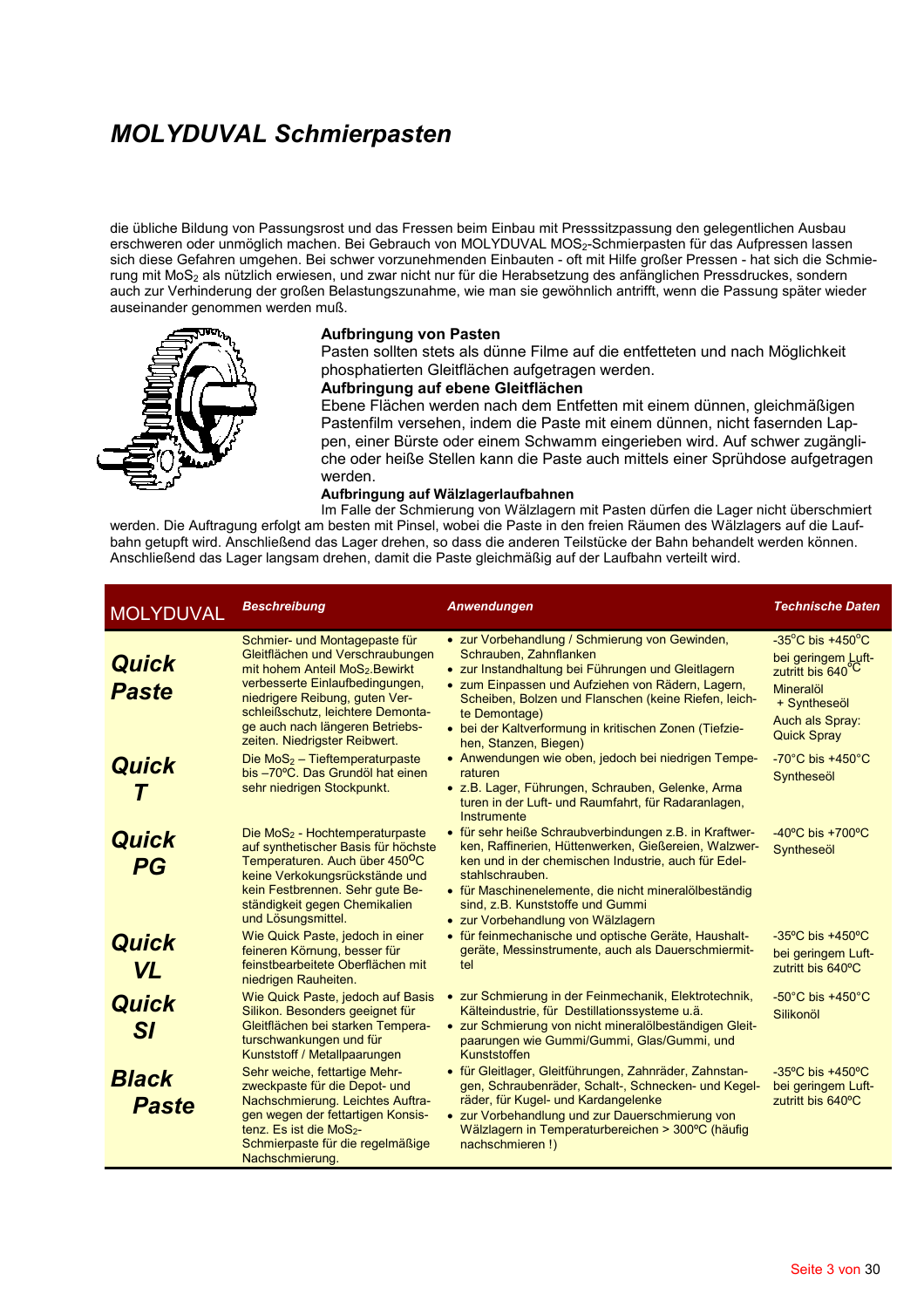# MOLYDUVAL Schmierpasten

die übliche Bildung von Passungsrost und das Fressen beim Einbau mit Presssitzpassung den gelegentlichen Ausbau erschweren oder unmöglich machen. Bei Gebrauch von MOLYDUVAL $MOS_2$-Schmierpasten für das Aufpressen lassen sich diese Gefahren umgehen. Bei schwer vorzunehmenden Einbauten - oft mit Hilfe großer Pressen - hat sich die Schmierung mit $MoS_2$ als nützlich erwiesen, und zwar nicht nur für die Herabsetzung des anfänglichen Pressdruckes, sondern auch zur Verhinderung der großen Belastungszunahme, wie man sie gewöhnlich antrifft, wenn die Passung später wieder auseinander genommen werden muß.

**Aufbringung von Pasten**
Pasten sollten stets als dünne Filme auf die entfetteten und nach Möglichkeit phosphatierten Gleitflächen aufgetragen werden.

**Aufbringung auf ebene Gleitflächen**
Ebene Flächen werden nach dem Entfetten mit einem dünnen, gleichmäßigen Pastenfilm versehen, indem die Paste mit einem dünnen, nicht fasernden Lappen, einer Bürste oder einem Schwamm eingerieben wird. Auf schwer zugängliche oder heiße Stellen kann die Paste auch mittels einer Sprühdose aufgetragen werden.

**Aufbringung auf Wälzlagerlaufbahnen**
Im Falle der Schmierung von Wälzlagern mit Pasten dürfen die Lager nicht überschmiert werden. Die Auftragung erfolgt am besten mit Pinsel, wobei die Paste in den freien Räumen des Wälzlagers auf die Laufbahn getupft wird. Anschließend das Lager drehen, so dass die anderen Teilstücke der Bahn behandelt werden können. Anschließend das Lager langsam drehen, damit die Paste gleichmäßig auf der Laufbahn verteilt wird.

| MOLYDUVAL | *Beschreibung* | *Anwendungen* | *Technische Daten* |
|---|---|---|---|
| ***Quick Paste*** | Schmier- und Montagepaste für Gleitflächen und Verschraubungen mit hohem Anteil $MoS_2$. Bewirkt verbesserte Einlaufbedingungen, niedrigere Reibung, guten Verschleißschutz, leichtere Demontage auch nach längeren Betriebszeiten. Niedrigster Reibwert. | • zur Vorbehandlung / Schmierung von Gewinden, Schrauben, Zahnflanken<br>• zur Instandhaltung bei Führungen und Gleitlagern<br>• zum Einpassen und Aufziehen von Rädern, Lagern, Scheiben, Bolzen und Flanschen (keine Riefen, leichte Demontage)<br>• bei der Kaltverformung in kritischen Zonen (Tiefziehen, Stanzen, Biegen) | -35°C bis +450°C<br>bei geringem Luftzutritt bis 640°C<br>Mineralöl + Syntheseöl<br>Auch als Spray: Quick Spray |
| ***Quick T*** | Die $MoS_2$ – Tieftemperaturpaste bis –70ºC. Das Grundöl hat einen sehr niedrigen Stockpunkt. | • Anwendungen wie oben, jedoch bei niedrigen Temperaturen<br>• z.B. Lager, Führungen, Schrauben, Gelenke, Armaturen in der Luft- und Raumfahrt, für Radaranlagen, Instrumente | -70°C bis +450°C<br>Syntheseöl |
| ***Quick PG*** | Die $MoS_2$ - Hochtemperaturpaste auf synthetischer Basis für höchste Temperaturen. Auch über 450ºC keine Verkokungsrückstände und kein Festbrennen. Sehr gute Beständigkeit gegen Chemikalien und Lösungsmittel. | • für sehr heiße Schraubverbindungen z.B. in Kraftwerken, Raffinerien, Hüttenwerken, Gießereien, Walzwerken und in der chemischen Industrie, auch für Edelstahlschrauben.<br>• für Maschinenelemente, die nicht mineralölbeständig sind, z.B. Kunststoffe und Gummi<br>• zur Vorbehandlung von Wälzlagern | -40ºC bis +700ºC<br>Syntheseöl |
| ***Quick VL*** | Wie Quick Paste, jedoch in einer feineren Körnung, besser für feinstbearbeitete Oberflächen mit niedrigen Rauheiten. | • für feinmechanische und optische Geräte, Haushaltgeräte, Messinstrumente, auch als Dauerschmiermittel | -35ºC bis +450ºC<br>bei geringem Luftzutritt bis 640ºC |
| ***Quick SI*** | Wie Quick Paste, jedoch auf Basis Silikon. Besonders geeignet für Gleitflächen bei starken Temperaturschwankungen und für Kunststoff / Metallpaarungen | • zur Schmierung in der Feinmechanik, Elektrotechnik, Kälteindustrie, für Destillationssysteme u.ä.<br>• zur Schmierung von nicht mineralölbeständigen Gleitpaarungen wie Gummi/Gummi, Glas/Gummi, und Kunststoffen | -50°C bis +450°C<br>Silikonöl |
| ***Black Paste*** | Sehr weiche, fettartige Mehrzweckpaste für die Depot- und Nachschmierung. Leichtes Auftragen wegen der fettartigen Konsistenz. Es ist die $MoS_2$-Schmierpaste für die regelmäßige Nachschmierung. | • für Gleitlager, Gleitführungen, Zahnräder, Zahnstangen, Schraubenräder, Schalt-, Schnecken- und Kegelräder, für Kugel- und Kardangelenke<br>• zur Vorbehandlung und zur Dauerschmierung von Wälzlagern in Temperaturbereichen > 300ºC (häufig nachschmieren !) | -35ºC bis +450ºC<br>bei geringem Luftzutritt bis 640ºC |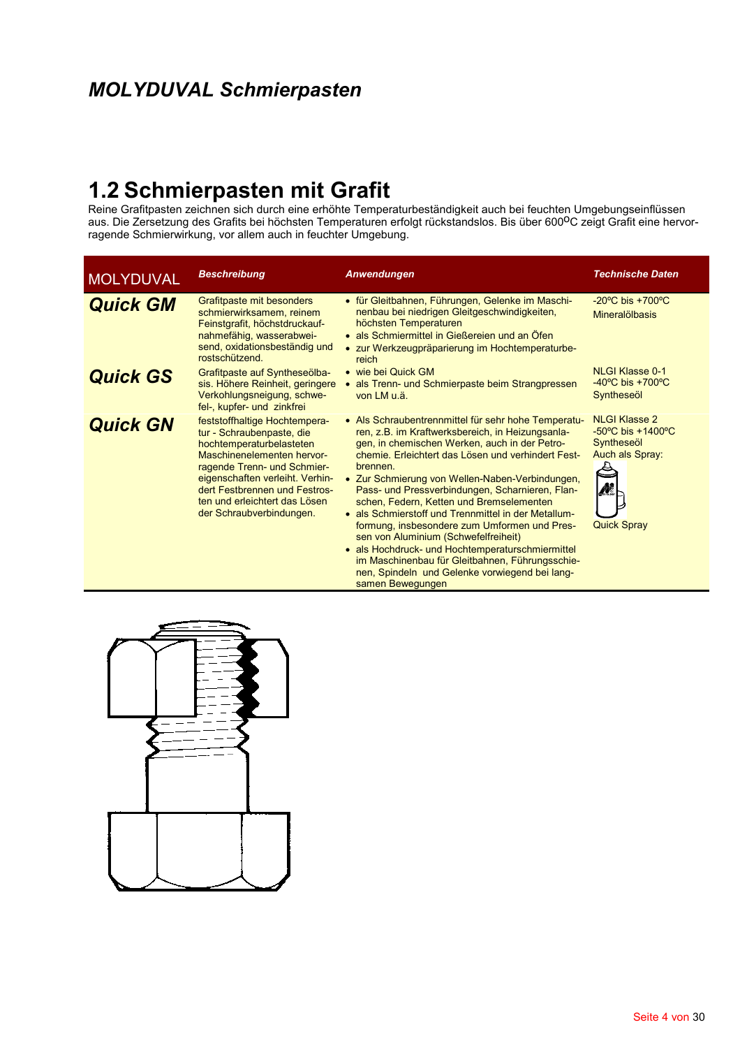## *MOLYDUVAL Schmierpasten*

# 1.2 Schmierpasten mit Grafit

Reine Grafitpasten zeichnen sich durch eine erhöhte Temperaturbeständigkeit auch bei feuchten Umgebungseinflüssen aus. Die Zersetzung des Grafits bei höchsten Temperaturen erfolgt rückstandslos. Bis über 600°C zeigt Grafit eine hervorragende Schmierwirkung, vor allem auch in feuchter Umgebung.

| MOLYDUVAL | *Beschreibung* | *Anwendungen* | *Technische Daten* |
|---|---|---|---|
| ***Quick GM*** | Grafitpaste mit besonders schmierwirksamem, reinem Feinstgrafit, höchstdruckaufnahmefähig, wasserabweisend, oxidationsbeständig und rostschützend. | • für Gleitbahnen, Führungen, Gelenke im Maschinenbau bei niedrigen Gleitgeschwindigkeiten, höchsten Temperaturen<br>• als Schmiermittel in Gießereien und an Öfen<br>• zur Werkzeugpräparierung im Hochtemperaturbereich | -20ºC bis +700ºC<br>Mineralölbasis |
| ***Quick GS*** | Grafitpaste auf Syntheseölbasis. Höhere Reinheit, geringere Verkohlungsneigung, schwefel-, kupfer- und zinkfrei | • wie bei Quick GM<br>• als Trenn- und Schmierpaste beim Strangpressen von LM u.ä. | NLGI Klasse 0-1<br>-40ºC bis +700ºC<br>Syntheseöl |
| ***Quick GN*** | feststoffhaltige Hochtemperatur - Schraubenpaste, die hochtemperaturbelasteten Maschinenelementen hervorragende Trenn- und Schmiereigenschaften verleiht. Verhindert Festbrennen und Festrosten und erleichtert das Lösen der Schraubverbindungen. | • Als Schraubentrennmittel für sehr hohe Temperaturen, z.B. im Kraftwerksbereich, in Heizungsanlagen, in chemischen Werken, auch in der Petrochemie. Erleichtert das Lösen und verhindert Festbrennen.<br>• Zur Schmierung von Wellen-Naben-Verbindungen, Pass- und Pressverbindungen, Scharnieren, Flanschen, Federn, Ketten und Bremselementen<br>• als Schmierstoff und Trennmittel in der Metallumformung, insbesondere zum Umformen und Pressen von Aluminium (Schwefelfreiheit)<br>• als Hochdruck- und Hochtemperaturschmiermittel im Maschinenbau für Gleitbahnen, Führungsschienen, Spindeln und Gelenke vorwiegend bei langsamen Bewegungen | NLGI Klasse 2<br>-50ºC bis +1400ºC<br>Syntheseöl<br>Auch als Spray:<br>Quick Spray |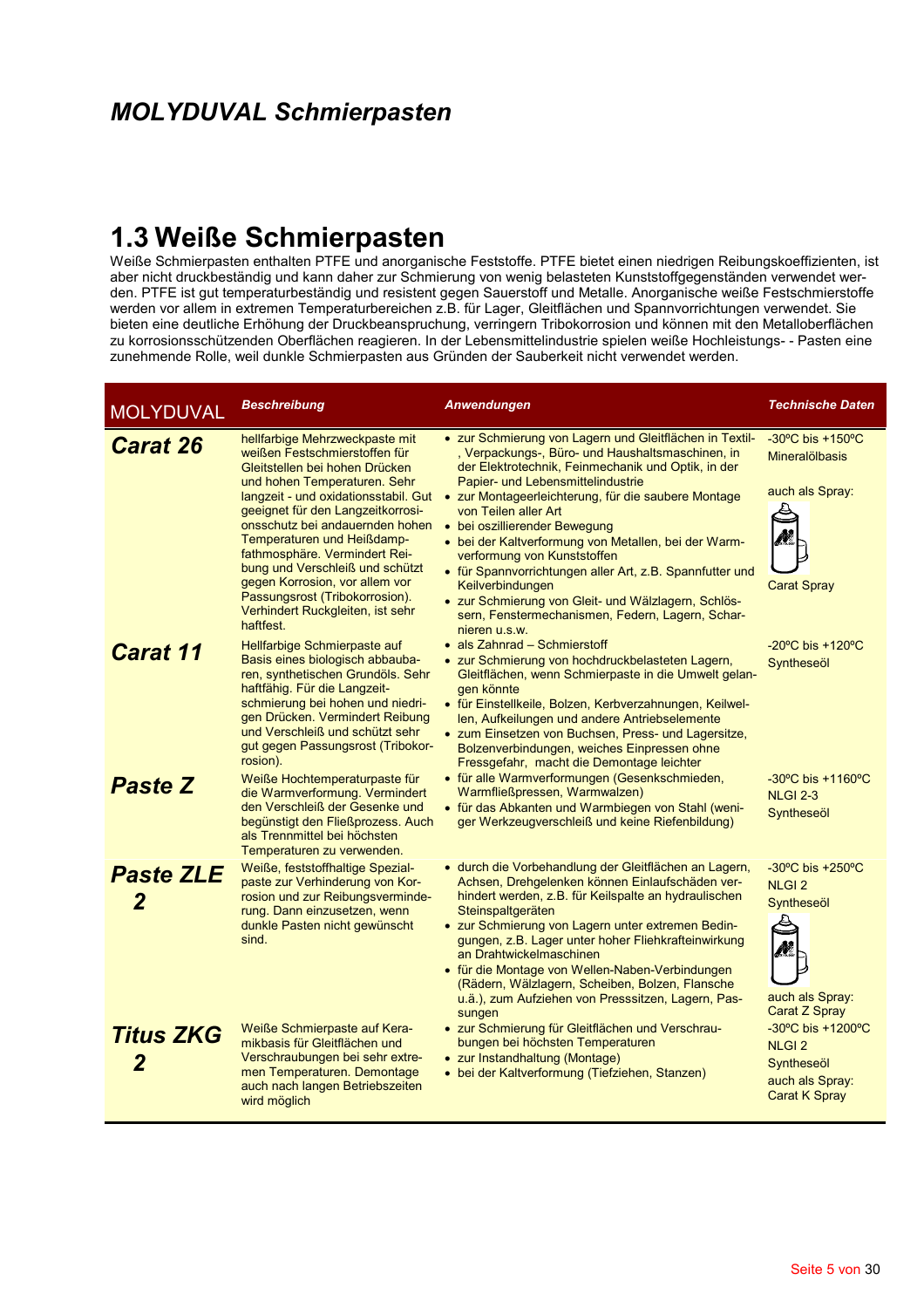## MOLYDUVAL Schmierpasten

# 1.3 Weiße Schmierpasten

Weiße Schmierpasten enthalten PTFE und anorganische Feststoffe. PTFE bietet einen niedrigen Reibungskoeffizienten, ist aber nicht druckbeständig und kann daher zur Schmierung von wenig belasteten Kunststoffgegenständen verwendet werden. PTFE ist gut temperaturbeständig und resistent gegen Sauerstoff und Metalle. Anorganische weiße Festschmierstoffe werden vor allem in extremen Temperaturbereichen z.B. für Lager, Gleitflächen und Spannvorrichtungen verwendet. Sie bieten eine deutliche Erhöhung der Druckbeanspruchung, verringern Tribokorrosion und können mit den Metalloberflächen zu korrosionsschützenden Oberflächen reagieren. In der Lebensmittelindustrie spielen weiße Hochleistungs- - Pasten eine zunehmende Rolle, weil dunkle Schmierpasten aus Gründen der Sauberkeit nicht verwendet werden.

| MOLYDUVAL | *Beschreibung* | *Anwendungen* | *Technische Daten* |
|---|---|---|---|
| ***Carat 26*** | hellfarbige Mehrzweckpaste mit weißen Festschmierstoffen für Gleitstellen bei hohen Drücken und hohen Temperaturen. Sehr langzeit - und oxidationsstabil. Gut geeignet für den Langzeitkorrosionsschutz bei andauernden hohen Temperaturen und Heißdampfathmosphäre. Vermindert Reibung und Verschleiß und schützt gegen Korrosion, vor allem vor Passungsrost (Tribokorrosion). Verhindert Ruckgleiten, ist sehr haftfest. | • zur Schmierung von Lagern und Gleitflächen in Textil-, Verpackungs-, Büro- und Haushaltsmaschinen, in der Elektrotechnik, Feinmechanik und Optik, in der Papier- und Lebensmittelindustrie<br>• zur Montageerleichterung, für die saubere Montage von Teilen aller Art<br>• bei oszillierender Bewegung<br>• bei der Kaltverformung von Metallen, bei der Warmverformung von Kunststoffen<br>• für Spannvorrichtungen aller Art, z.B. Spannfutter und Keilverbindungen<br>• zur Schmierung von Gleit- und Wälzlagern, Schlössern, Fenstermechanismen, Federn, Lagern, Scharnieren u.s.w. | -30ºC bis +150ºC<br>Mineralölbasis<br><br>auch als Spray:<br><br>Carat Spray |
| ***Carat 11*** | Hellfarbige Schmierpaste auf Basis eines biologisch abbauba-ren, synthetischen Grundöls. Sehr haftfähig. Für die Langzeitschmierung bei hohen und niedrigen Drücken. Vermindert Reibung und Verschleiß und schützt sehr gut gegen Passungsrost (Tribokorrosion). | • als Zahnrad – Schmierstoff<br>• zur Schmierung von hochdruckbelasteten Lagern, Gleitflächen, wenn Schmierpaste in die Umwelt gelangen könnte<br>• für Einstellkeile, Bolzen, Kerbverzahnungen, Keilwellen, Aufkeilungen und andere Antriebselemente<br>• zum Einsetzen von Buchsen, Press- und Lagersitze, Bolzenverbindungen, weiches Einpressen ohne Fressgefahr, macht die Demontage leichter | -20ºC bis +120ºC<br>Syntheseöl |
| ***Paste Z*** | Weiße Hochtemperaturpaste für die Warmverformung. Vermindert den Verschleiß der Gesenke und begünstigt den Fließprozess. Auch als Trennmittel bei höchsten Temperaturen zu verwenden. | • für alle Warmverformungen (Gesenkschmieden, Warmfließpressen, Warmwalzen)<br>• für das Abkanten und Warmbiegen von Stahl (weniger Werkzeugverschleiß und keine Riefenbildung) | -30ºC bis +1160ºC<br>NLGI 2-3<br>Syntheseöl |
| ***Paste ZLE 2*** | Weiße, feststoffhaltige Spezialpaste zur Verhinderung von Korrosion und zur Reibungsverminderung. Dann einzusetzen, wenn dunkle Pasten nicht gewünscht sind. | • durch die Vorbehandlung der Gleitflächen an Lagern, Achsen, Drehgelenken können Einlaufschäden verhindert werden, z.B. für Keilspalte an hydraulischen Steinspaltgeräten<br>• zur Schmierung von Lagern unter extremen Bedingungen, z.B. Lager unter hoher Fliehkrafteinwirkung an Drahtwickelmaschinen<br>• für die Montage von Wellen-Naben-Verbindungen (Rädern, Wälzlagern, Scheiben, Bolzen, Flansche u.ä.), zum Aufziehen von Presssitzen, Lagern, Passungen | -30ºC bis +250ºC<br>NLGI 2<br>Syntheseöl<br><br>auch als Spray:<br>Carat Z Spray |
| ***Titus ZKG 2*** | Weiße Schmierpaste auf Keramikbasis für Gleitflächen und Verschraubungen bei sehr extremen Temperaturen. Demontage auch nach langen Betriebszeiten wird möglich | • zur Schmierung für Gleitflächen und Verschraubungen bei höchsten Temperaturen<br>• zur Instandhaltung (Montage)<br>• bei der Kaltverformung (Tiefziehen, Stanzen) | -30ºC bis +1200ºC<br>NLGI 2<br>Syntheseöl<br>auch als Spray:<br>Carat K Spray |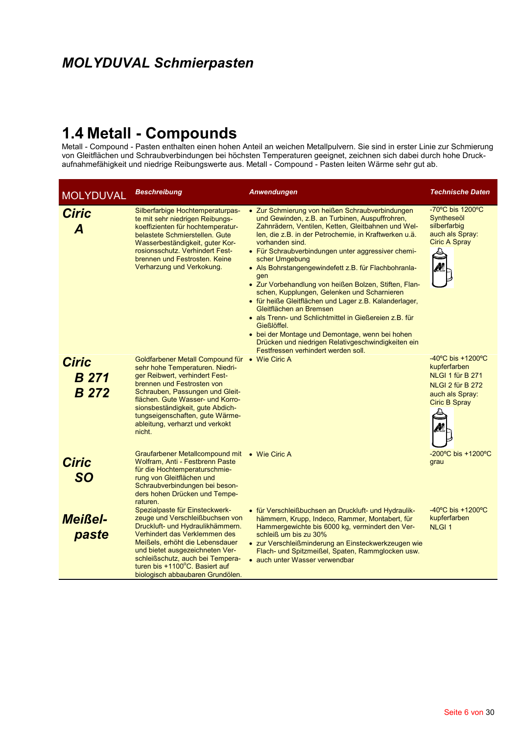# MOLYDUVAL Schmierpasten

## 1.4 Metall - Compounds

Metall - Compound - Pasten enthalten einen hohen Anteil an weichen Metallpulvern. Sie sind in erster Linie zur Schmierung von Gleitflächen und Schraubverbindungen bei höchsten Temperaturen geeignet, zeichnen sich dabei durch hohe Druckaufnahmefähigkeit und niedrige Reibungswerte aus. Metall - Compound - Pasten leiten Wärme sehr gut ab.

| MOLYDUVAL | Beschreibung | Anwendungen | Technische Daten |
|---|---|---|---|
| **Ciric A** | Silberfarbige Hochtemperaturpaste mit sehr niedrigen Reibungskoeffizienten für hochtemperaturbelastete Schmierstellen. Gute Wasserbeständigkeit, guter Korrosionsschutz. Verhindert Festbrennen und Festrosten. Keine Verharzung und Verkokung. | • Zur Schmierung von heißen Schraubverbindungen und Gewinden, z.B. an Turbinen, Auspuffrohren, Zahnrädern, Ventilen, Ketten, Gleitbahnen und Wellen, die z.B. in der Petrochemie, in Kraftwerken u.ä. vorhanden sind.<br>• Für Schraubverbindungen unter aggressiver chemischer Umgebung<br>• Als Bohrstangengewindefett z.B. für Flachbohranlagen<br>• Zur Vorbehandlung von heißen Bolzen, Stiften, Flanschen, Kupplungen, Gelenken und Scharnieren<br>• für heiße Gleitflächen und Lager z.B. Kalanderlager, Gleitflächen an Bremsen<br>• als Trenn- und Schlichtmittel in Gießereien z.B. für Gießlöffel.<br>• bei der Montage und Demontage, wenn bei hohen Drücken und niedrigen Relativgeschwindigkeiten ein Festfressen verhindert werden soll. | -70ºC bis 1200ºC<br>Syntheseöl<br>silberfarbig<br>auch als Spray:<br>Ciric A Spray |
| **Ciric B 271 B 272** | Goldfarbener Metall Compound für sehr hohe Temperaturen. Niedriger Reibwert, verhindert Festbrennen und Festrosten von Schrauben, Passungen und Gleitflächen. Gute Wasser- und Korrosionsbeständigkeit, gute Abdichtungseigenschaften, gute Wärmeableitung, verharzt und verkokt nicht. | • Wie Ciric A | -40ºC bis +1200ºC<br>kupferfarben<br>NLGI 1 für B 271<br>NLGI 2 für B 272<br>auch als Spray:<br>Ciric B Spray |
| **Ciric SO** | Graufarbener Metallcompound mit Wolfram, Anti - Festbrenn Paste für die Hochtemperaturschmierung von Gleitflächen und Schraubverbindungen bei besonders hohen Drücken und Temperaturen. | • Wie Ciric A | -200ºC bis +1200ºC<br>grau |
| **Meißel-paste** | Spezialpaste für Einsteckwerkzeuge und Verschleißbuchsen von Druckluft- und Hydraulikhämmern. Verhindert das Verklemmen des Meißels, erhöht die Lebensdauer und bietet ausgezeichneten Verschleißschutz, auch bei Temperaturen bis +1100°C. Basiert auf biologisch abbaubaren Grundölen. | • für Verschleißbuchsen an Druckluft- und Hydraulikhämmern, Krupp, Indeco, Rammer, Montabert, für Hammergewichte bis 6000 kg, vermindert den Verschleiß um bis zu 30%<br>• zur Verschleißminderung an Einsteckwerkzeugen wie Flach- und Spitzmeißel, Spaten, Rammglocken usw.<br>• auch unter Wasser verwendbar | -40ºC bis +1200ºC<br>kupferfarben<br>NLGI 1 |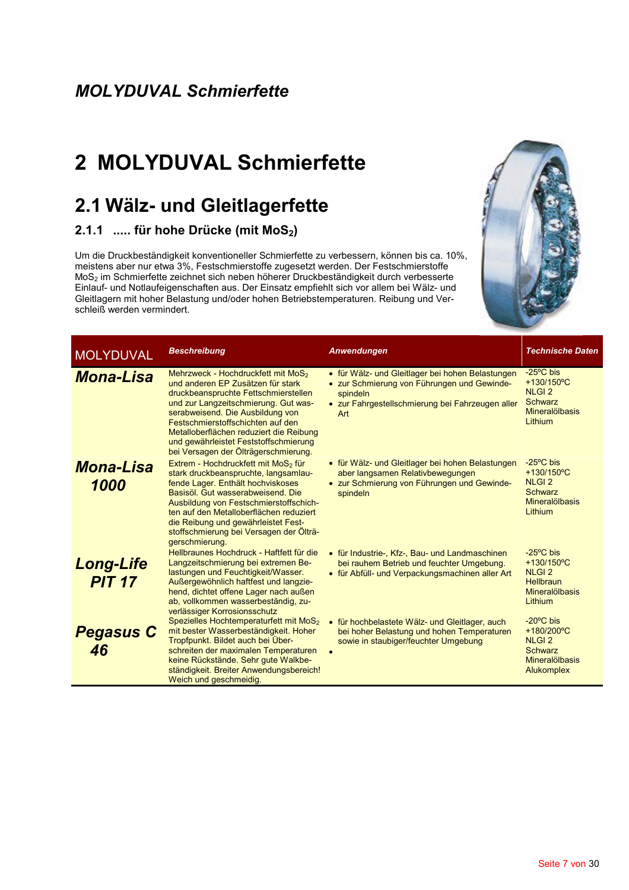*MOLYDUVAL Schmierfette*

# 2 MOLYDUVAL Schmierfette

## 2.1 Wälz- und Gleitlagerfette

### 2.1.1 ..... für hohe Drücke (mit $MoS_2$)

Um die Druckbeständigkeit konventioneller Schmierfette zu verbessern, können bis ca. 10%, meistens aber nur etwa 3%, Festschmierstoffe zugesetzt werden. Der Festschmierstoffe $MoS_2$ im Schmierfette zeichnet sich neben höherer Druckbeständigkeit durch verbesserte Einlauf- und Notlaufeigenschaften aus. Der Einsatz empfiehlt sich vor allem bei Wälz- und Gleitlagern mit hoher Belastung und/oder hohen Betriebstemperaturen. Reibung und Verschleiß werden vermindert.

| MOLYDUVAL | *Beschreibung* | *Anwendungen* | *Technische Daten* |
|---|---|---|---|
| ***Mona-Lisa*** | Mehrzweck - Hochdruckfett mit $MoS_2$ und anderen EP Zusätzen für stark druckbeanspruchte Fettschmierstellen und zur Langzeitschmierung. Gut wasserabweisend. Die Ausbildung von Festschmierstoffschichten auf den Metalloberflächen reduziert die Reibung und gewährleistet Feststoffschmierung bei Versagen der Ölträgerschmierung. | • für Wälz- und Gleitlager bei hohen Belastungen<br>• zur Schmierung von Führungen und Gewindespindeln<br>• zur Fahrgestellschmierung bei Fahrzeugen aller Art | -25ºC bis +130/150ºC<br>NLGI 2<br>Schwarz<br>Mineralölbasis<br>Lithium |
| ***Mona-Lisa 1000*** | Extrem - Hochdruckfett mit $MoS_2$ für stark druckbeanspruchte, langsamlaufende Lager. Enthält hochviskoses Basisöl. Gut wasserabweisend. Die Ausbildung von Festschmierstoffschichten auf den Metalloberflächen reduziert die Reibung und gewährleistet Feststoffschmierung bei Versagen der Ölträgerschmierung. | • für Wälz- und Gleitlager bei hohen Belastungen aber langsamen Relativbewegungen<br>• zur Schmierung von Führungen und Gewindespindeln | -25ºC bis +130/150ºC<br>NLGI 2<br>Schwarz<br>Mineralölbasis<br>Lithium |
| ***Long-Life PIT 17*** | Hellbraunes Hochdruck - Haftfett für die Langzeitschmierung bei extremen Belastungen und Feuchtigkeit/Wasser. Außergewöhnlich haftfest und langziehend, dichtet offene Lager nach außen ab, vollkommen wasserbeständig, zuverlässiger Korrosionsschutz | • für Industrie-, Kfz-, Bau- und Landmaschinen bei rauhem Betrieb und feuchter Umgebung.<br>• für Abfüll- und Verpackungsmachinen aller Art | -25ºC bis +130/150ºC<br>NLGI 2<br>Hellbraun<br>Mineralölbasis<br>Lithium |
| ***Pegasus C 46*** | Spezielles Hochtemperaturfett mit $MoS_2$ mit bester Wasserbeständigkeit. Hoher Tropfpunkt. Bildet auch bei Überschreiten der maximalen Temperaturen keine Rückstände. Sehr gute Walkbeständigkeit. Breiter Anwendungsbereich! Weich und geschmeidig. | • für hochbelastete Wälz- und Gleitlager, auch bei hoher Belastung und hohen Temperaturen sowie in staubiger/feuchter Umgebung<br>• | -20ºC bis +180/200ºC<br>NLGI 2<br>Schwarz<br>Mineralölbasis<br>Alukomplex |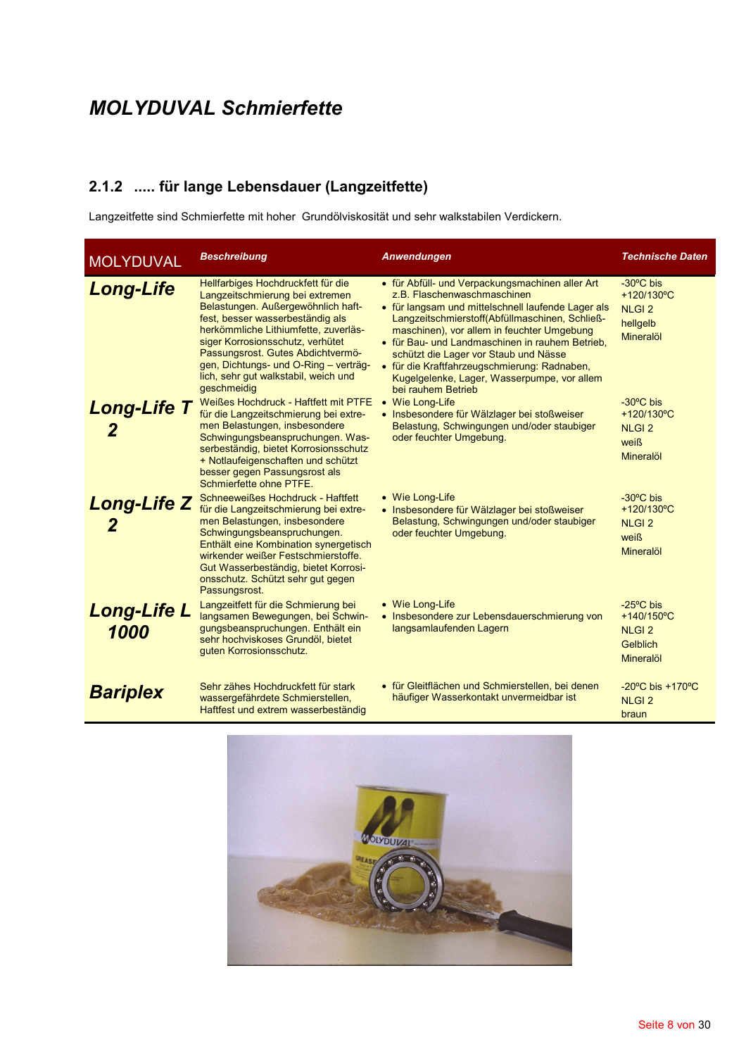# *MOLYDUVAL Schmierfette*

## 2.1.2 ..... für lange Lebensdauer (Langzeitfette)

Langzeitfette sind Schmierfette mit hoher Grundölviskosität und sehr walkstabilen Verdickern.

| MOLYDUVAL | *Beschreibung* | *Anwendungen* | *Technische Daten* |
|---|---|---|---|
| ***Long-Life*** | Hellfarbiges Hochdruckfett für die Langzeitschmierung bei extremen Belastungen. Außergewöhnlich haftfest, besser wasserbeständig als herkömmliche Lithiumfette, zuverlässiger Korrosionsschutz, verhütet Passungsrost. Gutes Abdichtvermögen, Dichtungs- und O-Ring – verträglich, sehr gut walkstabil, weich und geschmeidig | • für Abfüll- und Verpackungsmaschinen aller Art z.B. Flaschenwaschmaschinen<br>• für langsam und mittelschnell laufende Lager als Langzeitschmierstoff(Abfüllmaschinen, Schließmaschinen), vor allem in feuchter Umgebung<br>• für Bau- und Landmaschinen in rauhem Betrieb, schützt die Lager vor Staub und Nässe<br>• für die Kraftfahrzeugschmierung: Radnaben, Kugelgelenke, Lager, Wasserpumpe, vor allem bei rauhem Betrieb | -30ºC bis +120/130ºC<br>NLGI 2<br>hellgelb<br>Mineralöl |
| ***Long-Life T 2*** | Weißes Hochdruck - Haftfett mit PTFE für die Langzeitschmierung bei extremen Belastungen, insbesondere Schwingungsbeanspruchungen. Wasserbeständig, bietet Korrosionsschutz + Notlaufeigenschaften und schützt besser gegen Passungsrost als Schmierfette ohne PTFE. | • Wie Long-Life<br>• Insbesondere für Wälzlager bei stoßweiser Belastung, Schwingungen und/oder staubiger oder feuchter Umgebung. | -30ºC bis +120/130ºC<br>NLGI 2<br>weiß<br>Mineralöl |
| ***Long-Life Z 2*** | Schneeweißes Hochdruck - Haftfett für die Langzeitschmierung bei extremen Belastungen, insbesondere Schwingungsbeanspruchungen. Enthält eine Kombination synergetisch wirkender weißer Festschmierstoffe. Gut Wasserbeständig, bietet Korrosionsschutz. Schützt sehr gut gegen Passungsrost. | • Wie Long-Life<br>• Insbesondere für Wälzlager bei stoßweiser Belastung, Schwingungen und/oder staubiger oder feuchter Umgebung. | -30ºC bis +120/130ºC<br>NLGI 2<br>weiß<br>Mineralöl |
| ***Long-Life L 1000*** | Langzeitfett für die Schmierung bei langsamen Bewegungen, bei Schwingungsbeanspruchungen. Enthält ein sehr hochviskoses Grundöl, bietet guten Korrosionsschutz. | • Wie Long-Life<br>• Insbesondere zur Lebensdauerschmierung von langsamlaufenden Lagern | -25ºC bis +140/150ºC<br>NLGI 2<br>Gelblich<br>Mineralöl |
| ***Bariplex*** | Sehr zähes Hochdruckfett für stark wassergefährdete Schmierstellen, Haftfest und extrem wasserbeständig | • für Gleitflächen und Schmierstellen, bei denen häufiger Wasserkontakt unvermeidbar ist | -20ºC bis +170ºC<br>NLGI 2<br>braun |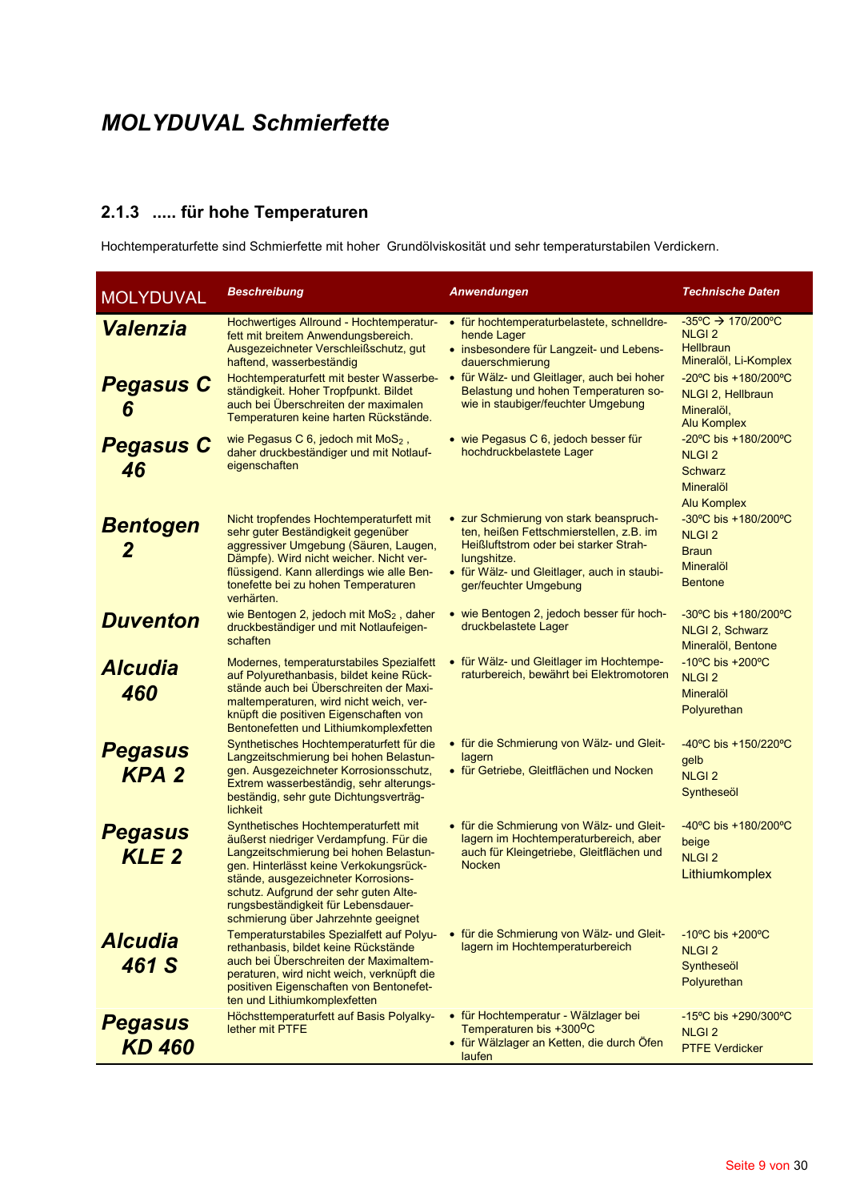# *MOLYDUVAL Schmierfette*

## 2.1.3 ..... für hohe Temperaturen

Hochtemperaturfette sind Schmierfette mit hoher Grundölviskosität und sehr temperaturstabilen Verdickern.

| MOLYDUVAL | *Beschreibung* | *Anwendungen* | *Technische Daten* |
|---|---|---|---|
| ***Valenzia*** | Hochwertiges Allround - Hochtemperaturfett mit breitem Anwendungsbereich. Ausgezeichneter Verschleißschutz, gut haftend, wasserbeständig | • für hochtemperaturbelastete, schnelldrehende Lager<br>• insbesondere für Langzeit- und Lebensdauerschmierung | -35ºC → 170/200ºC<br>NLGI 2<br>Hellbraun<br>Mineralöl, Li-Komplex |
| ***Pegasus C 6*** | Hochtemperaturfett mit bester Wasserbeständigkeit. Hoher Tropfpunkt. Bildet auch bei Überschreiten der maximalen Temperaturen keine harten Rückstände. | • für Wälz- und Gleitlager, auch bei hoher Belastung und hohen Temperaturen sowie in staubiger/feuchter Umgebung | -20ºC bis +180/200ºC<br>NLGI 2, Hellbraun<br>Mineralöl,<br>Alu Komplex |
| ***Pegasus C 46*** | wie Pegasus C 6, jedoch mit $MoS_2$ , daher druckbeständiger und mit Notlaufeigenschaften | • wie Pegasus C 6, jedoch besser für hochdruckbelastete Lager | -20ºC bis +180/200ºC<br>NLGI 2<br>Schwarz<br>Mineralöl<br>Alu Komplex |
| ***Bentogen 2*** | Nicht tropfendes Hochtemperaturfett mit sehr guter Beständigkeit gegenüber aggressiver Umgebung (Säuren, Laugen, Dämpfe). Wird nicht weicher. Nicht verflüssigend. Kann allerdings wie alle Bentonefette bei zu hohen Temperaturen verhärten. | • zur Schmierung von stark beanspruchten, heißen Fettschmierstellen, z.B. im Heißluftstrom oder bei starker Strahlungshitze.<br>• für Wälz- und Gleitlager, auch in staubiger/feuchter Umgebung | -30ºC bis +180/200ºC<br>NLGI 2<br>Braun<br>Mineralöl<br>Bentone |
| ***Duventon*** | wie Bentogen 2, jedoch mit $MoS_2$ , daher druckbeständiger und mit Notlaufeigenschaften | • wie Bentogen 2, jedoch besser für hochdruckbelastete Lager | -30ºC bis +180/200ºC<br>NLGI 2, Schwarz<br>Mineralöl, Bentone |
| ***Alcudia 460*** | Modernes, temperaturstabiles Spezialfett auf Polyurethanbasis, bildet keine Rückstände auch bei Überschreiten der Maximaltemperaturen, wird nicht weich, verknüpft die positiven Eigenschaften von Bentonefetten und Lithiumkomplexfetten | • für Wälz- und Gleitlager im Hochtemperaturbereich, bewährt bei Elektromotoren | -10ºC bis +200ºC<br>NLGI 2<br>Mineralöl<br>Polyurethan |
| ***Pegasus KPA 2*** | Synthetisches Hochtemperaturfett für die Langzeitschmierung bei hohen Belastungen. Ausgezeichneter Korrosionsschutz, Extrem wasserbeständig, sehr alterungsbeständig, sehr gute Dichtungsverträglichkeit | • für die Schmierung von Wälz- und Gleitlagern<br>• für Getriebe, Gleitflächen und Nocken | -40ºC bis +150/220ºC<br>gelb<br>NLGI 2<br>Syntheseöl |
| ***Pegasus KLE 2*** | Synthetisches Hochtemperaturfett mit äußerst niedriger Verdampfung. Für die Langzeitschmierung bei hohen Belastungen. Hinterlässt keine Verkokungsrückstände, ausgezeichneter Korrosionsschutz. Aufgrund der sehr guten Alterungsbeständigkeit für Lebensdauerschmierung über Jahrzehnte geeignet | • für die Schmierung von Wälz- und Gleitlagern im Hochtemperaturbereich, aber auch für Kleingetriebe, Gleitflächen und Nocken | -40ºC bis +180/200ºC<br>beige<br>NLGI 2<br>Lithiumkomplex |
| ***Alcudia 461 S*** | Temperaturstabiles Spezialfett auf Polyurethanbasis, bildet keine Rückstände auch bei Überschreiten der Maximaltemperaturen, wird nicht weich, verknüpft die positiven Eigenschaften von Bentonefetten und Lithiumkomplexfetten | • für die Schmierung von Wälz- und Gleitlagern im Hochtemperaturbereich | -10ºC bis +200ºC<br>NLGI 2<br>Syntheseöl<br>Polyurethan |
| ***Pegasus KD 460*** | Höchsttemperaturfett auf Basis Polyalkylether mit PTFE | • für Hochtemperatur - Wälzlager bei Temperaturen bis +300ºC<br>• für Wälzlager an Ketten, die durch Öfen laufen | -15ºC bis +290/300ºC<br>NLGI 2<br>PTFE Verdicker |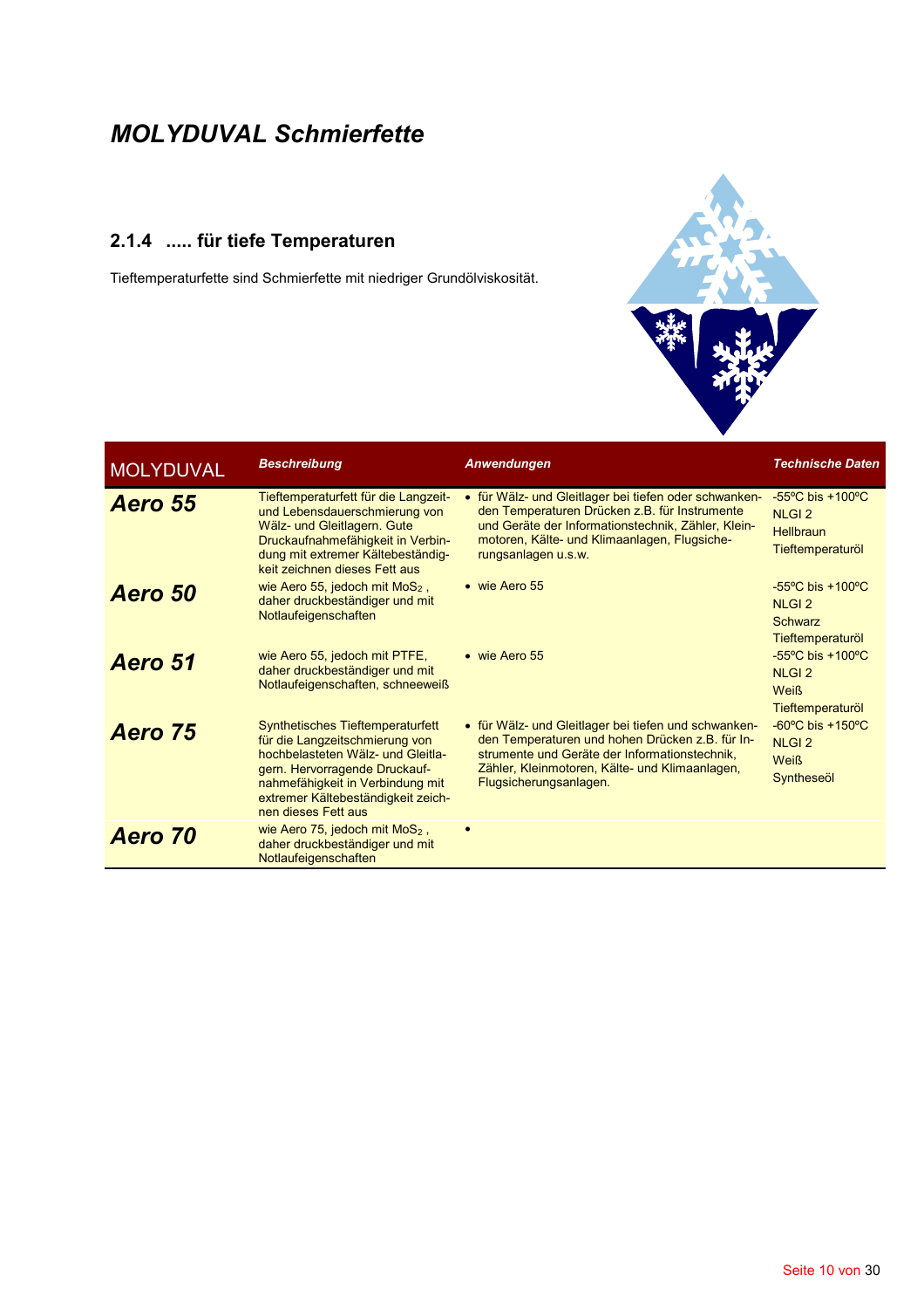# *MOLYDUVAL Schmierfette*

## 2.1.4 ..... für tiefe Temperaturen

Tieftemperaturfette sind Schmierfette mit niedriger Grundölviskosität.

| MOLYDUVAL | *Beschreibung* | *Anwendungen* | *Technische Daten* |
|---|---|---|---|
| ***Aero 55*** | Tieftemperaturfett für die Langzeit- und Lebensdauerschmierung von Wälz- und Gleitlagern. Gute Druckaufnahmefähigkeit in Verbindung mit extremer Kältebeständigkeit zeichnen dieses Fett aus | • für Wälz- und Gleitlager bei tiefen oder schwankenden Temperaturen Drücken z.B. für Instrumente und Geräte der Informationstechnik, Zähler, Kleinmotoren, Kälte- und Klimaanlagen, Flugsicherungsanlagen u.s.w. | -55ºC bis +100ºC<br>NLGI 2<br>Hellbraun<br>Tieftemperaturöl |
| ***Aero 50*** | wie Aero 55, jedoch mit $MoS_2$ , daher druckbeständiger und mit Notlaufeigenschaften | • wie Aero 55 | -55ºC bis +100ºC<br>NLGI 2<br>Schwarz<br>Tieftemperaturöl |
| ***Aero 51*** | wie Aero 55, jedoch mit PTFE, daher druckbeständiger und mit Notlaufeigenschaften, schneeweiß | • wie Aero 55 | -55ºC bis +100ºC<br>NLGI 2<br>Weiß<br>Tieftemperaturöl |
| ***Aero 75*** | Synthetisches Tieftemperaturfett für die Langzeitschmierung von hochbelasteten Wälz- und Gleitlagern. Hervorragende Druckaufnahmefähigkeit in Verbindung mit extremer Kältebeständigkeit zeichnen dieses Fett aus | • für Wälz- und Gleitlager bei tiefen und schwankenden Temperaturen und hohen Drücken z.B. für Instrumente und Geräte der Informationstechnik, Zähler, Kleinmotoren, Kälte- und Klimaanlagen, Flugsicherungsanlagen. | -60ºC bis +150ºC<br>NLGI 2<br>Weiß<br>Syntheseöl |
| ***Aero 70*** | wie Aero 75, jedoch mit $MoS_2$ , daher druckbeständiger und mit Notlaufeigenschaften | • | |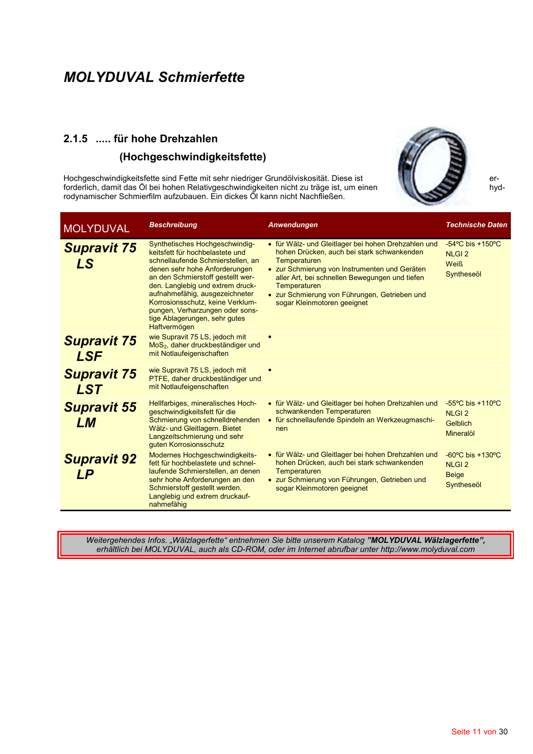# MOLYDUVAL Schmierfette

## 2.1.5 ..... für hohe Drehzahlen (Hochgeschwindigkeitsfette)

Hochgeschwindigkeitsfette sind Fette mit sehr niedriger Grundölviskosität. Diese ist erforderlich, damit das Öl bei hohen Relativgeschwindigkeiten nicht zu träge ist, um einen hydrodynamischer Schmierfilm aufzubauen. Ein dickes Öl kann nicht Nachfließen.

| MOLYDUVAL | Beschreibung | Anwendungen | Technische Daten |
|---|---|---|---|
| **Supravit 75 LS** | Synthetisches Hochgeschwindigkeitsfett für hochbelastete und schnellaufende Schmierstellen, an denen sehr hohe Anforderungen an den Schmierstoff gestellt werden. Langlebig und extrem druckaufnahmefähig, ausgezeichneter Korrosionsschutz, keine Verklumpungen, Verharzungen oder sonstige Ablagerungen, sehr gutes Haftvermögen | • für Wälz- und Gleitlager bei hohen Drehzahlen und hohen Drücken, auch bei stark schwankenden Temperaturen<br>• zur Schmierung von Instrumenten und Geräten aller Art, bei schnellen Bewegungen und tiefen Temperaturen<br>• zur Schmierung von Führungen, Getrieben und sogar Kleinmotoren geeignet | -54ºC bis +150ºC<br>NLGI 2<br>Weiß<br>Syntheseöl |
| **Supravit 75 LSF** | wie Supravit 75 LS, jedoch mit $MoS_2$, daher druckbeständiger und mit Notlaufeigenschaften | • | |
| **Supravit 75 LST** | wie Supravit 75 LS, jedoch mit PTFE, daher druckbeständiger und mit Notlaufeigenschaften | • | |
| **Supravit 55 LM** | Hellfarbiges, mineralisches Hochgeschwindigkeitsfett für die Schmierung von schnelldrehenden Wälz- und Gleitlagern. Bietet Langzeitschmierung und sehr guten Korrosionsschutz | • für Wälz- und Gleitlager bei hohen Drehzahlen und schwankenden Temperaturen<br>• für schnellaufende Spindeln an Werkzeugmaschinen | -55ºC bis +110ºC<br>NLGI 2<br>Gelblich<br>Mineralöl |
| **Supravit 92 LP** | Modernes Hochgeschwindigkeitsfett für hochbelastete und schnellaufende Schmierstellen, an denen sehr hohe Anforderungen an den Schmierstoff gestellt werden. Langlebig und extrem druckaufnahmefähig | • für Wälz- und Gleitlager bei hohen Drehzahlen und hohen Drücken, auch bei stark schwankenden Temperaturen<br>• zur Schmierung von Führungen, Getrieben und sogar Kleinmotoren geeignet | -60ºC bis +130ºC<br>NLGI 2<br>Beige<br>Syntheseöl |

*Weitergehendes Infos. „Wälzlagerfette“ entnehmen Sie bitte unserem Katalog* ***”MOLYDUVAL Wälzlagerfette”,*** *erhältlich bei MOLYDUVAL, auch als CD-ROM, oder im Internet abrufbar unter http://www.molyduval.com*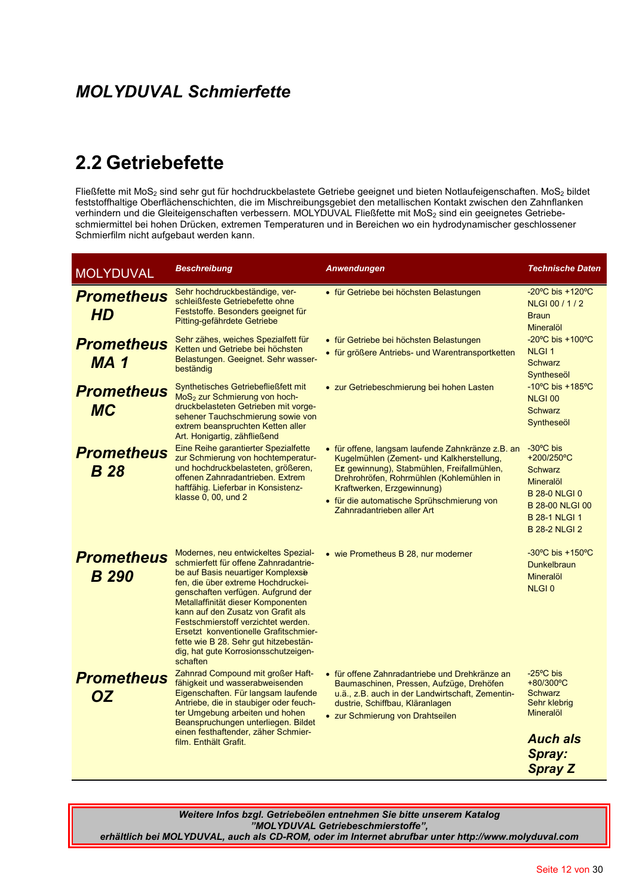# *MOLYDUVAL Schmierfette*

## 2.2 Getriebefette

Fließfette mit $MoS_2$ sind sehr gut für hochdruckbelastete Getriebe geeignet und bieten Notlaufeigenschaften. $MoS_2$ bildet feststoffhaltige Oberflächenschichten, die im Mischreibungsgebiet den metallischen Kontakt zwischen den Zahnflanken verhindern und die Gleiteigenschaften verbessern. MOLYDUVAL Fließfette mit $MoS_2$ sind ein geeignetes Getriebeschmiermittel bei hohen Drücken, extremen Temperaturen und in Bereichen wo ein hydrodynamischer geschlossener Schmierfilm nicht aufgebaut werden kann.

| MOLYDUVAL | *Beschreibung* | *Anwendungen* | *Technische Daten* |
|---|---|---|---|
| ***Prometheus HD*** | Sehr hochdruckbeständige, verschleißfeste Getriebefette ohne Feststoffe. Besonders geeignet für Pitting-gefährdete Getriebe | • für Getriebe bei höchsten Belastungen | -20ºC bis +120ºC<br>NLGI 00 / 1 / 2<br>Braun<br>Mineralöl |
| ***Prometheus MA 1*** | Sehr zähes, weiches Spezialfett für Ketten und Getriebe bei höchsten Belastungen. Geeignet. Sehr wasserbeständig | • für Getriebe bei höchsten Belastungen<br>• für größere Antriebs- und Warentransportketten | -20ºC bis +100ºC<br>NLGI 1<br>Schwarz<br>Syntheseöl |
| ***Prometheus MC*** | Synthetisches Getriebefließfett mit $MoS_2$ zur Schmierung von hochdruckbelasteten Getrieben mit vorgesehener Tauchschmierung sowie von extrem beanspruchten Ketten aller Art. Honigartig, zähfließend | • zur Getriebeschmierung bei hohen Lasten | -10ºC bis +185ºC<br>NLGI 00<br>Schwarz<br>Syntheseöl |
| ***Prometheus B 28*** | Eine Reihe garantierter Spezialfette zur Schmierung von hochtemperatur- und hochdruckbelasteten, größeren, offenen Zahnradantrieben. Extrem haftfähig. Lieferbar in Konsistenzklasse 0, 00, und 2 | • für offene, langsam laufende Zahnkränze z.B. an Kugelmühlen (Zement- und Kalkherstellung, Erz gewinnung), Stabmühlen, Freifallmühlen, Drehrohröfen, Rohrmühlen (Kohlemühlen in Kraftwerken, Erzgewinnung)<br>• für die automatische Sprühschmierung von Zahnradantrieben aller Art | -30ºC bis +200/250ºC<br>Schwarz<br>Mineralöl<br>B 28-0 NLGI 0<br>B 28-00 NLGI 00<br>B 28-1 NLGI 1<br>B 28-2 NLGI 2 |
| ***Prometheus B 290*** | Modernes, neu entwickeltes Spezialschmierfett für offene Zahnradantriebe auf Basis neuartiger Komplexse fen, die über extreme Hochdruckeigenschaften verfügen. Aufgrund der Metallaffinität dieser Komponenten kann auf den Zusatz von Grafit als Festschmierstoff verzichtet werden. Ersetzt konventionelle Grafitschmierfette wie B 28. Sehr gut hitzebeständig, hat gute Korrosionsschutzeigenschaften | • wie Prometheus B 28, nur moderner | -30ºC bis +150ºC<br>Dunkelbraun<br>Mineralöl<br>NLGI 0 |
| ***Prometheus OZ*** | Zahnrad Compound mit großer Haftfähigkeit und wasserabweisenden Eigenschaften. Für langsam laufende Antriebe, die in staubiger oder feuchter Umgebung arbeiten und hohen Beanspruchungen unterliegen. Bildet einen festhaftender, zäher Schmierfilm. Enthält Grafit. | • für offene Zahnradantriebe und Drehkränze an Baumaschinen, Pressen, Aufzüge, Drehöfen u.ä., z.B. auch in der Landwirtschaft, Zementindustrie, Schiffbau, Kläranlagen<br>• zur Schmierung von Drahtseilen | -25ºC bis +80/300ºC<br>Schwarz<br>Sehr klebrig<br>Mineralöl<br>***Auch als Spray: Spray Z*** |

***Weitere Infos bzgl. Getriebeölen entnehmen Sie bitte unserem Katalog "MOLYDUVAL Getriebeschmierstoffe", erhältlich bei MOLYDUVAL, auch als CD-ROM, oder im Internet abrufbar unter http://www.molyduval.com***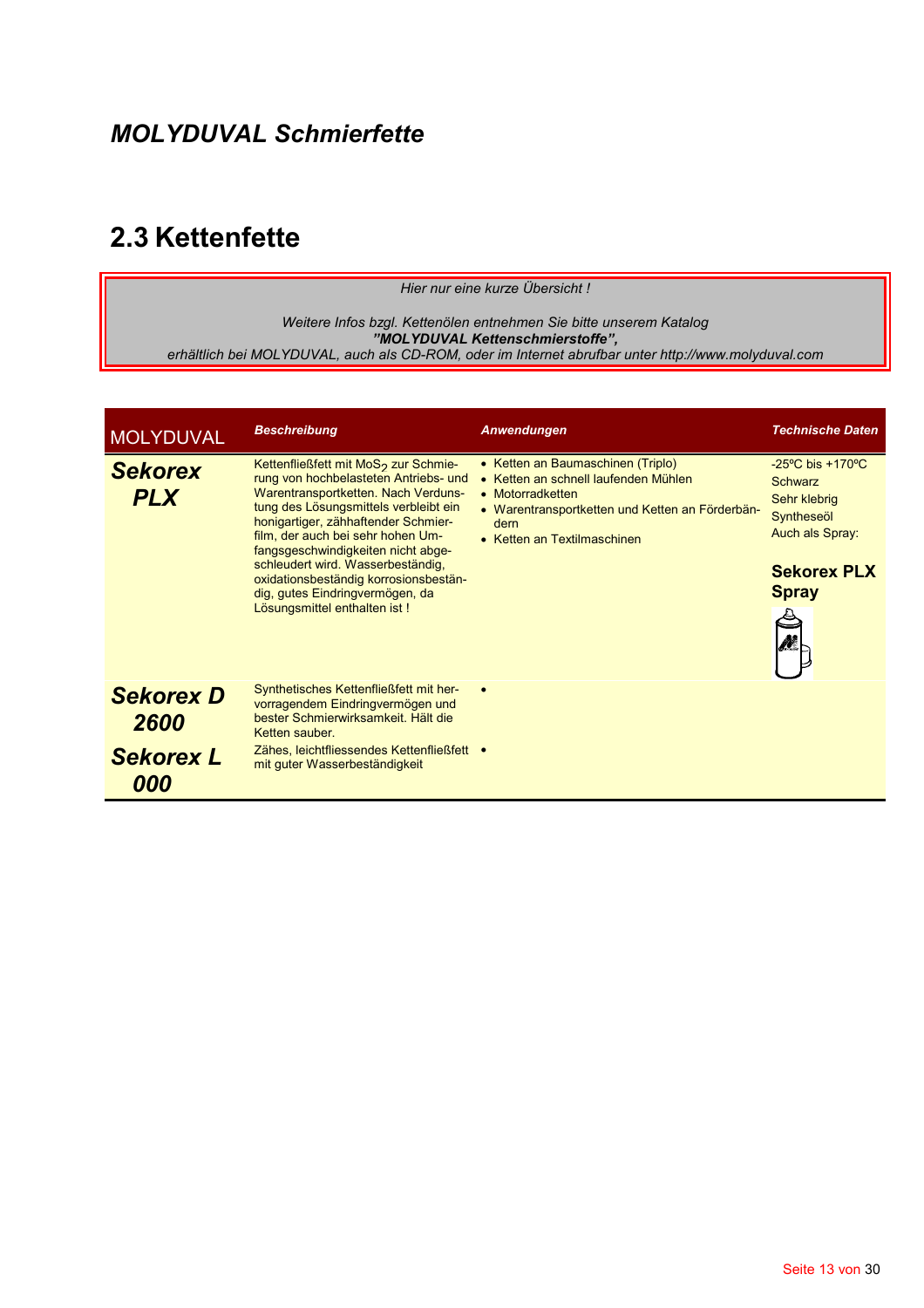# *MOLYDUVAL Schmierfette*

## 2.3 Kettenfette

*Hier nur eine kurze Übersicht !*

*Weitere Infos bzgl. Kettenölen entnehmen Sie bitte unserem Katalog*
***"MOLYDUVAL Kettenschmierstoffe",***
*erhältlich bei MOLYDUVAL, auch als CD-ROM, oder im Internet abrufbar unter http://www.molyduval.com*

| MOLYDUVAL | *Beschreibung* | *Anwendungen* | *Technische Daten* |
|---|---|---|---|
| ***Sekorex PLX*** | Kettenfließfett mit $MoS_2$ zur Schmierung von hochbelasteten Antriebs- und Warentransportketten. Nach Verdunstung des Lösungsmittels verbleibt ein honigartiger, zähhaftender Schmierfilm, der auch bei sehr hohen Umfangsgeschwindigkeiten nicht abgeschleudert wird. Wasserbeständig, oxidationsbeständig korrosionsbeständig, gutes Eindringvermögen, da Lösungsmittel enthalten ist ! | • Ketten an Baumaschinen (Triplo)<br>• Ketten an schnell laufenden Mühlen<br>• Motorradketten<br>• Warentransportketten und Ketten an Förderbändern<br>• Ketten an Textilmaschinen | -25ºC bis +170ºC<br>Schwarz<br>Sehr klebrig<br>Syntheseöl<br>Auch als Spray:<br>**Sekorex PLX Spray** |
| ***Sekorex D 2600*** | Synthetisches Kettenfließfett mit hervorragendem Eindringvermögen und bester Schmierwirksamkeit. Hält die Ketten sauber. | • | |
| ***Sekorex L 000*** | Zähes, leichtfliessendes Kettenfließfett mit guter Wasserbeständigkeit | • | |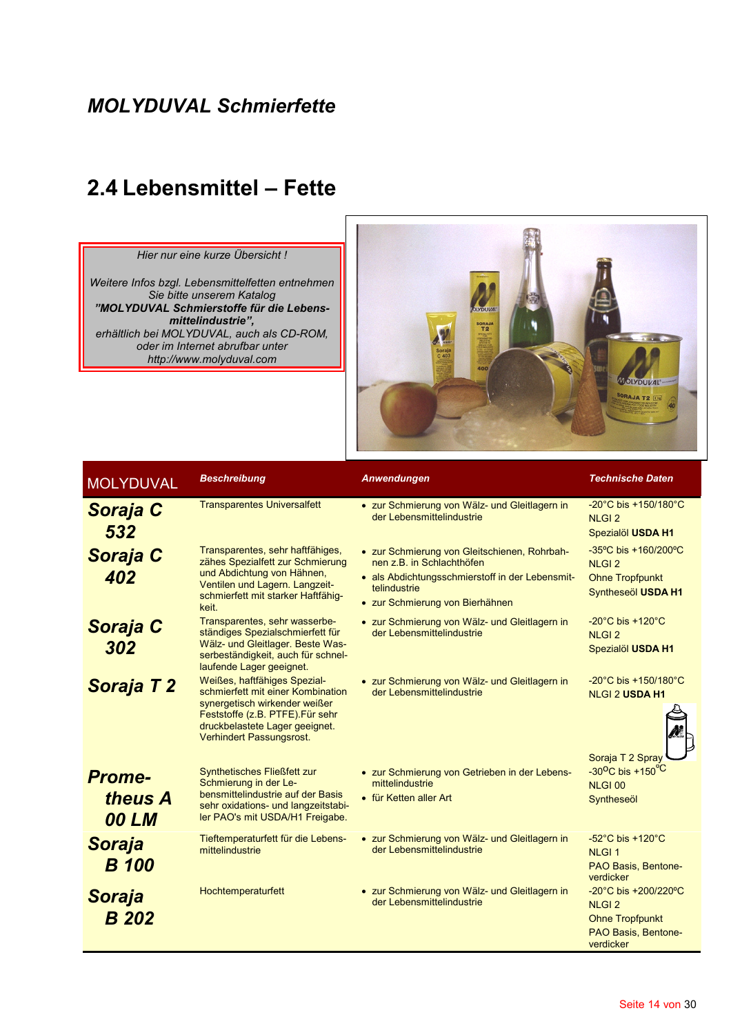## *MOLYDUVAL Schmierfette*

# 2.4 Lebensmittel – Fette

*Hier nur eine kurze Übersicht !*

*Weitere Infos bzgl. Lebensmittelfetten entnehmen Sie bitte unserem Katalog* ***"MOLYDUVAL Schmierstoffe für die Lebensmittelindustrie",*** *erhältlich bei MOLYDUVAL, auch als CD-ROM, oder im Internet abrufbar unter http://www.molyduval.com*

| MOLYDUVAL | *Beschreibung* | *Anwendungen* | *Technische Daten* |
|---|---|---|---|
| ***Soraja C 532*** | Transparentes Universalfett | • zur Schmierung von Wälz- und Gleitlagern in der Lebensmittelindustrie | -20°C bis +150/180°C<br>NLGI 2<br>Spezialöl **USDA H1** |
| ***Soraja C 402*** | Transparentes, sehr haftfähiges, zähes Spezialfett zur Schmierung und Abdichtung von Hähnen, Ventilen und Lagern. Langzeitschmierfett mit starker Haftfähigkeit. | • zur Schmierung von Gleitschienen, Rohrbahnen z.B. in Schlachthöfen<br>• als Abdichtungsschmierstoff in der Lebensmittelindustrie<br>• zur Schmierung von Bierhähnen | -35°C bis +160/200°C<br>NLGI 2<br>Ohne Tropfpunkt<br>Syntheseöl **USDA H1** |
| ***Soraja C 302*** | Transparentes, sehr wasserbeständiges Spezialschmierfett für Wälz- und Gleitlager. Beste Wasserbeständigkeit, auch für schnellaufende Lager geeignet. | • zur Schmierung von Wälz- und Gleitlagern in der Lebensmittelindustrie | -20°C bis +120°C<br>NLGI 2<br>Spezialöl **USDA H1** |
| ***Soraja T 2*** | Weißes, haftfähiges Spezialschmierfett mit einer Kombination synergetisch wirkender weißer Feststoffe (z.B. PTFE).Für sehr druckbelastete Lager geeignet. Verhindert Passungsrost. | • zur Schmierung von Wälz- und Gleitlagern in der Lebensmittelindustrie | -20°C bis +150/180°C<br>NLGI 2 **USDA H1**<br>Soraja T 2 Spray |
| ***Prometheus A 00 LM*** | Synthetisches Fließfett zur Schmierung in der Lebensmittelindustrie auf der Basis sehr oxidations- und langzeitstabiler PAO's mit USDA/H1 Freigabe. | • zur Schmierung von Getrieben in der Lebensmittelindustrie<br>• für Ketten aller Art | -30°C bis +150°C<br>NLGI 00<br>Syntheseöl |
| ***Soraja B 100*** | Tieftemperaturfett für die Lebensmittelindustrie | • zur Schmierung von Wälz- und Gleitlagern in der Lebensmittelindustrie | -52°C bis +120°C<br>NLGI 1<br>PAO Basis, Bentoneverdicker |
| ***Soraja B 202*** | Hochtemperaturfett | • zur Schmierung von Wälz- und Gleitlagern in der Lebensmittelindustrie | -20°C bis +200/220°C<br>NLGI 2<br>Ohne Tropfpunkt<br>PAO Basis, Bentoneverdicker |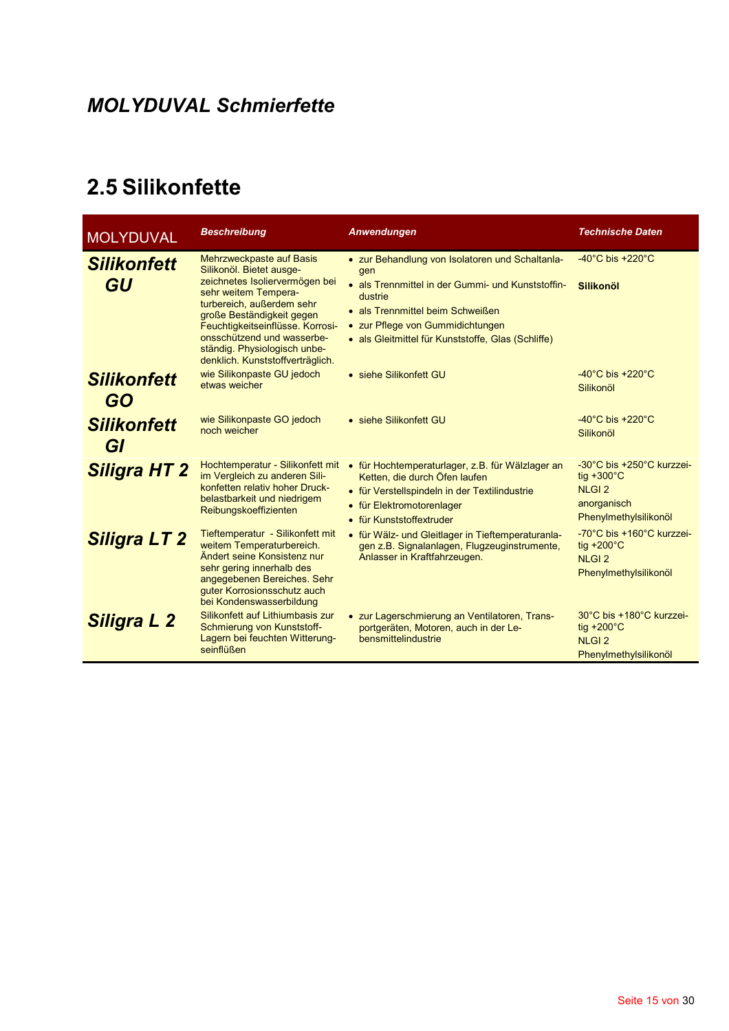## *MOLYDUVAL Schmierfette*

# 2.5 Silikonfette

| MOLYDUVAL | *Beschreibung* | *Anwendungen* | *Technische Daten* |
|---|---|---|---|
| ***Silikonfett GU*** | Mehrzweckpaste auf Basis Silikonöl. Bietet ausgezeichnetes Isoliervermögen bei sehr weitem Temperaturbereich, außerdem sehr große Beständigkeit gegen Feuchtigkeitseinflüsse. Korrosionsschützend und wasserbeständig. Physiologisch unbedenklich. Kunststoffverträglich. | • zur Behandlung von Isolatoren und Schaltanlagen<br>• als Trennmittel in der Gummi- und Kunststoffindustrie<br>• als Trennmittel beim Schweißen<br>• zur Pflege von Gummidichtungen<br>• als Gleitmittel für Kunststoffe, Glas (Schliffe) | -40°C bis +220°C<br>**Silikonöl** |
| ***Silikonfett GO*** | wie Silikonpaste GU jedoch etwas weicher | • siehe Silikonfett GU | -40°C bis +220°C<br>Silikonöl |
| ***Silikonfett GI*** | wie Silikonpaste GO jedoch noch weicher | • siehe Silikonfett GU | -40°C bis +220°C<br>Silikonöl |
| ***Siligra HT 2*** | Hochtemperatur - Silikonfett mit im Vergleich zu anderen Silikonfetten relativ hoher Druckbelastbarkeit und niedrigem Reibungskoeffizienten | • für Hochtemperaturlager, z.B. für Wälzlager an Ketten, die durch Öfen laufen<br>• für Verstellspindeln in der Textilindustrie<br>• für Elektromotorenlager<br>• für Kunststoffextruder | -30°C bis +250°C kurzzeitig +300°C<br>NLGI 2<br>anorganisch<br>Phenylmethylsilikonöl |
| ***Siligra LT 2*** | Tieftemperatur - Silikonfett mit weitem Temperaturbereich. Ändert seine Konsistenz nur sehr gering innerhalb des angegebenen Bereiches. Sehr guter Korrosionsschutz auch bei Kondenswasserbildung | • für Wälz- und Gleitlager in Tieftemperaturanlagen z.B. Signalanlagen, Flugzeuginstrumente, Anlasser in Kraftfahrzeugen. | -70°C bis +160°C kurzzeitig +200°C<br>NLGI 2<br>Phenylmethylsilikonöl |
| ***Siligra L 2*** | Silikonfett auf Lithiumbasis zur Schmierung von Kunststoff-Lagern bei feuchten Witterungseinflüßen | • zur Lagerschmierung an Ventilatoren, Transportgeräten, Motoren, auch in der Lebensmittelindustrie | 30°C bis +180°C kurzzeitig +200°C<br>NLGI 2<br>Phenylmethylsilikonöl |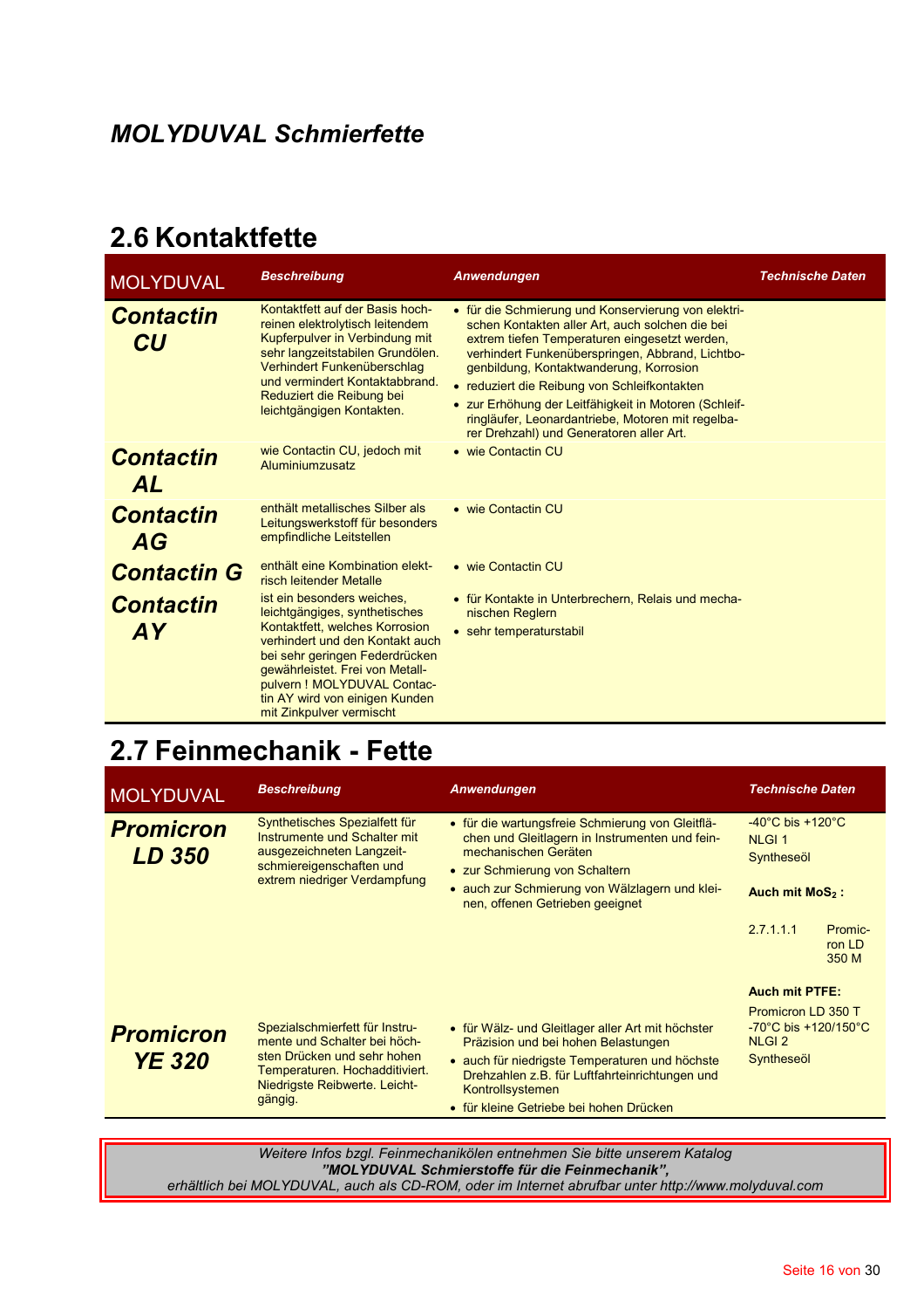## *MOLYDUVAL Schmierfette*

## 2.6 Kontaktfette

| MOLYDUVAL | *Beschreibung* | *Anwendungen* | *Technische Daten* |
|---|---|---|---|
| ***Contactin CU*** | Kontaktfett auf der Basis hochreinen elektrolytisch leitendem Kupferpulver in Verbindung mit sehr langzeitstabilen Grundölen. Verhindert Funkenüberschlag und vermindert Kontaktabbrand. Reduziert die Reibung bei leichtgängigen Kontakten. | • für die Schmierung und Konservierung von elektrischen Kontakten aller Art, auch solchen die bei extrem tiefen Temperaturen eingesetzt werden, verhindert Funkenüberspringen, Abbrand, Lichtbogenbildung, Kontaktwanderung, Korrosion<br>• reduziert die Reibung von Schleifkontakten<br>• zur Erhöhung der Leitfähigkeit in Motoren (Schleifringläufer, Leonardantriebe, Motoren mit regelbarer Drehzahl) und Generatoren aller Art. | |
| ***Contactin AL*** | wie Contactin CU, jedoch mit Aluminiumzusatz | • wie Contactin CU | |
| ***Contactin AG*** | enthält metallisches Silber als Leitungswerkstoff für besonders empfindliche Leitstellen | • wie Contactin CU | |
| ***Contactin G*** | enthält eine Kombination elektrisch leitender Metalle | • wie Contactin CU | |
| ***Contactin AY*** | ist ein besonders weiches, leichtgängiges, synthetisches Kontaktfett, welches Korrosion verhindert und den Kontakt auch bei sehr geringen Federdrücken gewährleistet. Frei von Metallpulvern ! MOLYDUVAL Contactin AY wird von einigen Kunden mit Zinkpulver vermischt | • für Kontakte in Unterbrechern, Relais und mechanischen Reglern<br>• sehr temperaturstabil | |

## 2.7 Feinmechanik - Fette

| MOLYDUVAL | *Beschreibung* | *Anwendungen* | *Technische Daten* |
|---|---|---|---|
| ***Promicron LD 350*** | Synthetisches Spezialfett für Instrumente und Schalter mit ausgezeichneten Langzeitschmiereigenschaften und extrem niedriger Verdampfung | • für die wartungsfreie Schmierung von Gleitflächen und Gleitlagern in Instrumenten und feinmechanischen Geräten<br>• zur Schmierung von Schaltern<br>• auch zur Schmierung von Wälzlagern und kleinen, offenen Getrieben geeignet | -40°C bis +120°C<br>NLGI 1<br>Syntheseöl<br><br>**Auch mit $MoS_2$ :**<br><br>2.7.1.1.1 Promicron LD 350 M<br><br>**Auch mit PTFE:**<br><br>Promicron LD 350 T<br>-70°C bis +120/150°C<br>NLGI 2<br>Syntheseöl |
| ***Promicron YE 320*** | Spezialschmierfett für Instrumente und Schalter bei höchsten Drücken und sehr hohen Temperaturen. Hochadditiviert. Niedrigste Reibwerte. Leichtgängig. | • für Wälz- und Gleitlager aller Art mit höchster Präzision und bei hohen Belastungen<br>• auch für niedrigste Temperaturen und höchste Drehzahlen z.B. für Luftfahrteinrichtungen und Kontrollsystemen<br>• für kleine Getriebe bei hohen Drücken | |

*Weitere Infos bzgl. Feinmechanikölen entnehmen Sie bitte unserem Katalog*
***"MOLYDUVAL Schmierstoffe für die Feinmechanik",***
*erhältlich bei MOLYDUVAL, auch als CD-ROM, oder im Internet abrufbar unter http://www.molyduval.com*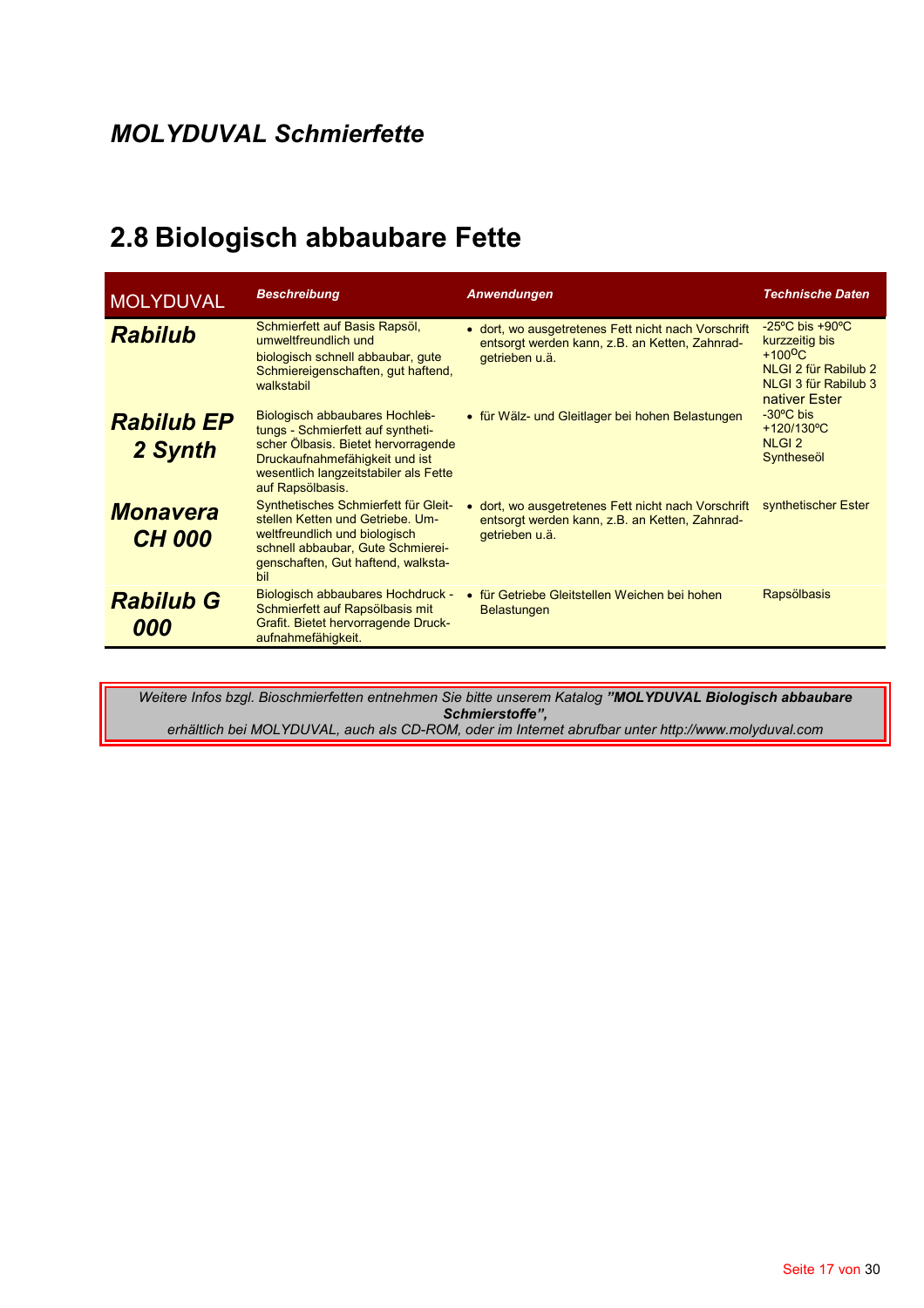## *MOLYDUVAL Schmierfette*

# 2.8 Biologisch abbaubare Fette

| MOLYDUVAL | *Beschreibung* | *Anwendungen* | *Technische Daten* |
|---|---|---|---|
| ***Rabilub*** | Schmierfett auf Basis Rapsöl, umweltfreundlich und biologisch schnell abbaubar, gute Schmiereigenschaften, gut haftend, walkstabil | • dort, wo ausgetretenes Fett nicht nach Vorschrift entsorgt werden kann, z.B. an Ketten, Zahnradgetrieben u.ä. | -25ºC bis +90ºC kurzzeitig bis +100ºC NLGI 2 für Rabilub 2 NLGI 3 für Rabilub 3 nativer Ester |
| ***Rabilub EP 2 Synth*** | Biologisch abbaubares Hochleistungs - Schmierfett auf synthetischer Ölbasis. Bietet hervorragende Druckaufnahmefähigkeit und ist wesentlich langzeitstabiler als Fette auf Rapsölbasis. | • für Wälz- und Gleitlager bei hohen Belastungen | -30ºC bis +120/130ºC NLGI 2 Syntheseöl |
| ***Monavera CH 000*** | Synthetisches Schmierfett für Gleitstellen Ketten und Getriebe. Umweltfreundlich und biologisch schnell abbaubar, Gute Schmiereigenschaften, Gut haftend, walkstabil | • dort, wo ausgetretenes Fett nicht nach Vorschrift entsorgt werden kann, z.B. an Ketten, Zahnradgetrieben u.ä. | synthetischer Ester |
| ***Rabilub G 000*** | Biologisch abbaubares Hochdruck - Schmierfett auf Rapsölbasis mit Grafit. Bietet hervorragende Druckaufnahmefähigkeit. | • für Getriebe Gleitstellen Weichen bei hohen Belastungen | Rapsölbasis |

*Weitere Infos bzgl. Bioschmierfetten entnehmen Sie bitte unserem Katalog **"MOLYDUVAL Biologisch abbaubare Schmierstoffe"**, erhältlich bei MOLYDUVAL, auch als CD-ROM, oder im Internet abrufbar unter http://www.molyduval.com*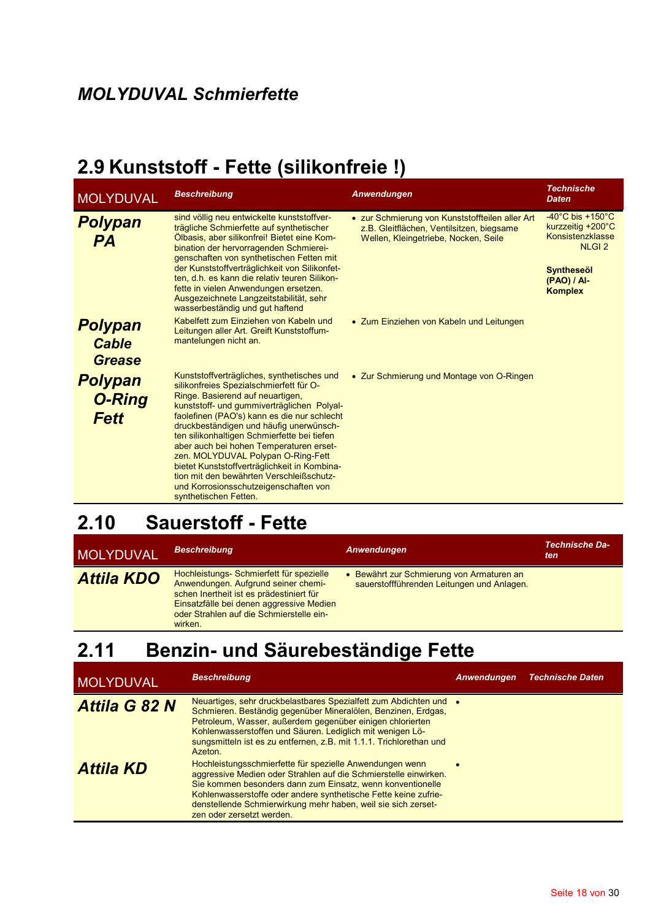## *MOLYDUVAL Schmierfette*

# 2.9 Kunststoff - Fette (silikonfreie !)

| MOLYDUVAL | *Beschreibung* | *Anwendungen* | *Technische Daten* |
|---|---|---|---|
| ***Polypan PA*** | sind völlig neu entwickelte kunststoffverträgliche Schmierfette auf synthetischer Ölbasis, aber silikonfrei! Bietet eine Kombination der hervorragenden Schmiereigenschaften von synthetischen Fetten mit der Kunststoffverträglichkeit von Silikonfetten, d.h. es kann die relativ teuren Silikonfette in vielen Anwendungen ersetzen. Ausgezeichnete Langzeitstabilität, sehr wasserbeständig und gut haftend | • zur Schmierung von Kunststoffteilen aller Art z.B. Gleitflächen, Ventilsitzen, biegsame Wellen, Kleingetriebe, Nocken, Seile | -40°C bis +150°C kurzzeitig +200°C Konsistenzklasse NLGI 2<br><br>**Syntheseöl (PAO) / Al-Komplex** |
| ***Polypan Cable Grease*** | Kabelfett zum Einziehen von Kabeln und Leitungen aller Art. Greift Kunststoffummantelungen nicht an. | • Zum Einziehen von Kabeln und Leitungen | |
| ***Polypan O-Ring Fett*** | Kunststoffverträgliches, synthetisches und silikonfreies Spezialschmierfett für O-Ringe. Basierend auf neuartigen, kunststoff- und gummiverträglichen Polyalfaolefinen (PAO's) kann es die nur schlecht druckbeständigen und häufig unerwünschten silikonhaltigen Schmierfette bei tiefen aber auch bei hohen Temperaturen ersetzen. MOLYDUVAL Polypan O-Ring-Fett bietet Kunststoffverträglichkeit in Kombination mit den bewährten Verschleißschutz- und Korrosionsschutzeigenschaften von synthetischen Fetten. | • Zur Schmierung und Montage von O-Ringen | |

# 2.10 Sauerstoff - Fette

| MOLYDUVAL | *Beschreibung* | *Anwendungen* | *Technische Daten* |
|---|---|---|---|
| ***Attila KDO*** | Hochleistungs- Schmierfett für spezielle Anwendungen. Aufgrund seiner chemischen Inertheit ist es prädestiniert für Einsatzfälle bei denen aggressive Medien oder Strahlen auf die Schmierstelle einwirken. | • Bewährt zur Schmierung von Armaturen an sauerstoffführenden Leitungen und Anlagen. | |

# 2.11 Benzin- und Säurebeständige Fette

| MOLYDUVAL | *Beschreibung* | *Anwendungen* | *Technische Daten* |
|---|---|---|---|
| ***Attila G 82 N*** | Neuartiges, sehr druckbelastbares Spezialfett zum Abdichten und Schmieren. Beständig gegenüber Mineralölen, Benzinen, Erdgas, Petroleum, Wasser, außerdem gegenüber einigen chlorierten Kohlenwasserstoffen und Säuren. Lediglich mit wenigen Lösungsmitteln ist es zu entfernen, z.B. mit 1.1.1. Trichlorethan und Azeton. | • | |
| ***Attila KD*** | Hochleistungsschmierfette für spezielle Anwendungen wenn aggressive Medien oder Strahlen auf die Schmierstelle einwirken. Sie kommen besonders dann zum Einsatz, wenn konventionelle Kohlenwasserstoffe oder andere synthetische Fette keine zufriedenstellende Schmierwirkung mehr haben, weil sie sich zersetzen oder zersetzt werden. | • | |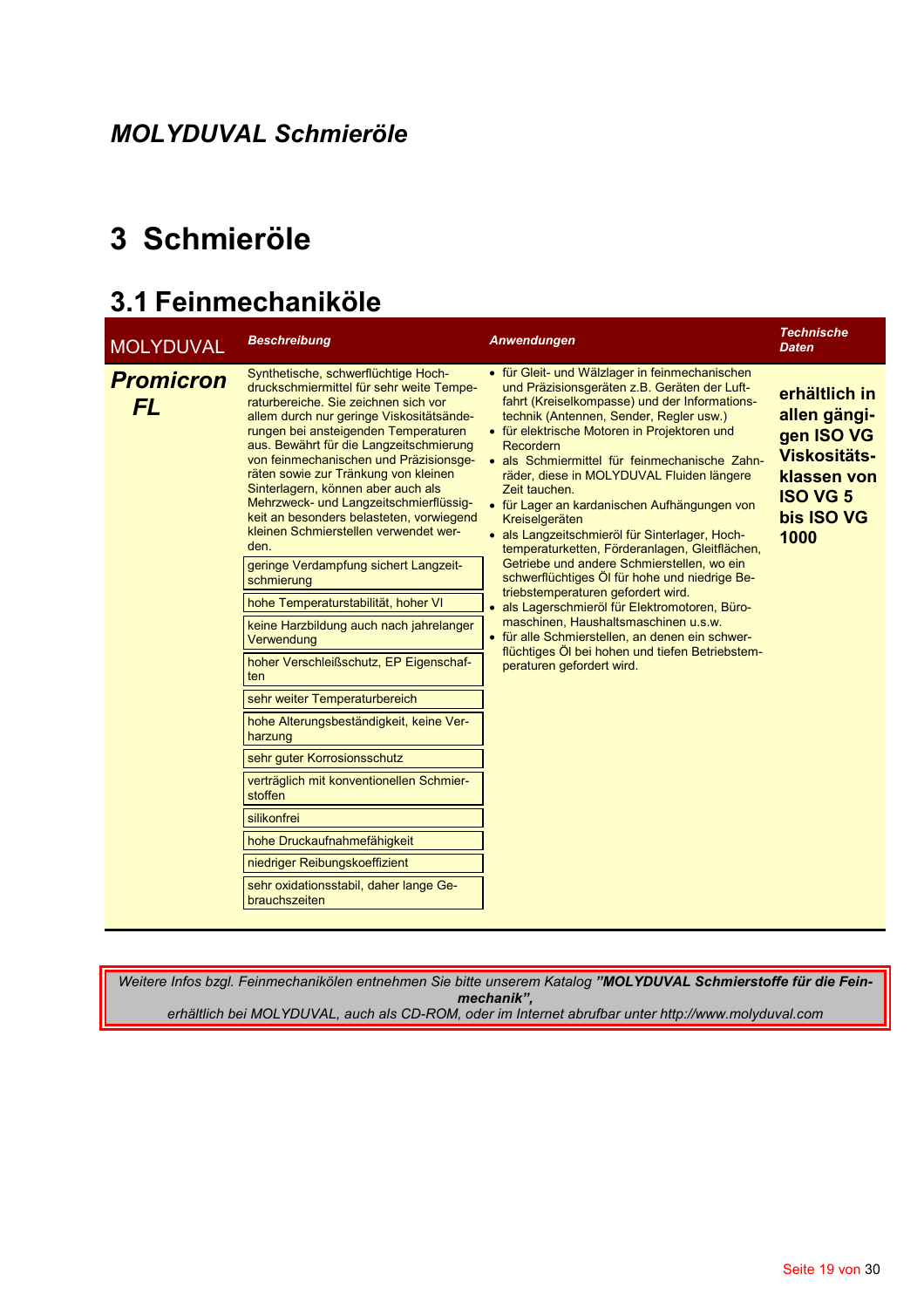# 3 Schmieröle

## 3.1 Feinmechaniköle

| MOLYDUVAL | *Beschreibung* | *Anwendungen* | *Technische Daten* |
|---|---|---|---|
| ***Promicron FL*** | Synthetische, schwerflüchtige Hochdruckschmiermittel für sehr weite Temperaturbereiche. Sie zeichnen sich vor allem durch nur geringe Viskositätsänderungen bei ansteigenden Temperaturen aus. Bewährt für die Langzeitschmierung von feinmechanischen und Präzisionsgeräten sowie zur Tränkung von kleinen Sinterlagern, können aber auch als Mehrzweck- und Langzeitschmierflüssigkeit an besonders belasteten, vorwiegend kleinen Schmierstellen verwendet werden.<br>geringe Verdampfung sichert Langzeitschmierung<br>hohe Temperaturstabilität, hoher VI<br>keine Harzbildung auch nach jahrelanger Verwendung<br>hoher Verschleißschutz, EP Eigenschaften<br>sehr weiter Temperaturbereich<br>hohe Alterungsbeständigkeit, keine Verharzung<br>sehr guter Korrosionsschutz<br>verträglich mit konventionellen Schmierstoffen<br>silikonfrei<br>hohe Druckaufnahmefähigkeit<br>niedriger Reibungskoeffizient<br>sehr oxidationsstabil, daher lange Gebrauchszeiten | • für Gleit- und Wälzlager in feinmechanischen und Präzisionsgeräten z.B. Geräten der Luftfahrt (Kreiselkompasse) der Informationstechnik (Antennen, Sender, Regler usw.)<br>• für elektrische Motoren in Projektoren und Recordern<br>• als Schmiermittel für feinmechanische Zahnräder, diese in MOLYDUVAL Fluiden längere Zeit tauchen.<br>• für Lager an kardanischen Aufhängungen von Kreiselgeräten<br>• als Langzeitschmieröl für Sinterlager, Hochtemperaturketten, Förderanlagen, Gleitflächen, Getriebe und andere Schmierstellen, wo ein schwerflüchtiges Öl für hohe und niedrige Betriebstemperaturen gefordert wird.<br>• als Lagerschmieröl für Elektromotoren, Büromaschinen, Haushaltsmaschinen u.s.w.<br>• für alle Schmierstellen, an denen ein schwerflüchtiges Öl bei hohen und tiefen Betriebstemperaturen gefordert wird. | **erhältlich in allen gängigen ISO VG Viskositätsklassen von ISO VG 5 bis ISO VG 1000** |

*Weitere Infos bzgl. Feinmechanikölen entnehmen Sie bitte unserem Katalog **"MOLYDUVAL Schmierstoffe für die Feinmechanik",***
*erhältlich bei MOLYDUVAL, auch als CD-ROM, oder im Internet abrufbar unter http://www.molyduval.com*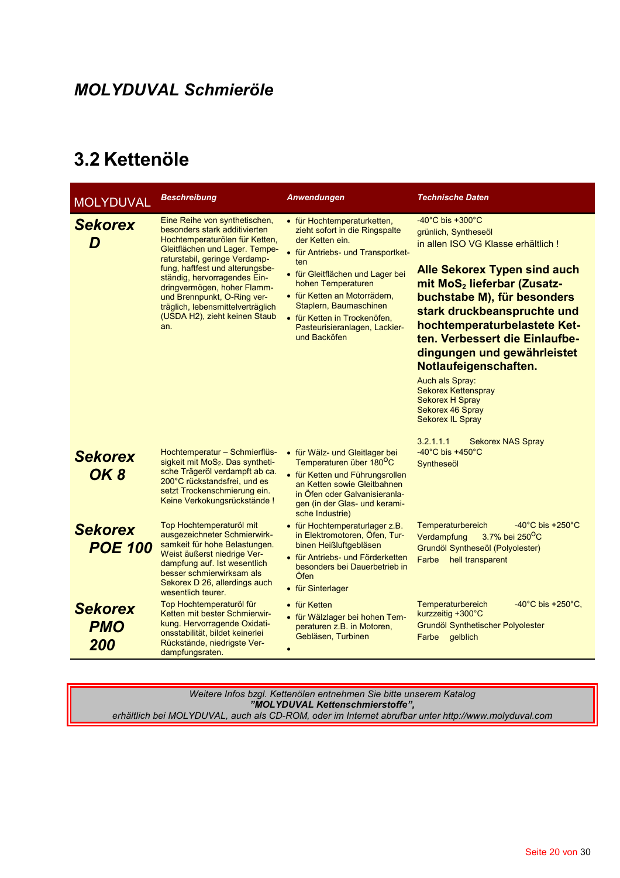## *MOLYDUVAL Schmieröle*

# 3.2 Kettenöle

| MOLYDUVAL | *Beschreibung* | *Anwendungen* | *Technische Daten* |
|---|---|---|---|
| ***Sekorex D*** | Eine Reihe von synthetischen, besonders stark additivierten Hochtemperaturölen für Ketten, Gleitflächen und Lager. Temperaturstabil, geringe Verdampfung, haftfest und alterungsbeständig, hervorragendes Eindringvermögen, hoher Flamm- und Brennpunkt, O-Ring verträglich, lebensmittelverträglich (USDA H2), zieht keinen Staub an. | • für Hochtemperaturketten, zieht sofort in die Ringspalte der Ketten ein.<br>• für Antriebs- und Transportketten<br>• für Gleitflächen und Lager bei hohen Temperaturen<br>• für Ketten an Motorrädern, Staplern, Baumaschinen<br>• für Ketten in Trockenöfen, Pasteurisieranlagen, Lackier- und Backöfen | -40°C bis +300°C<br>grünlich, Syntheseöl<br>in allen ISO VG Klasse erhältlich !<br><br>**Alle Sekorex Typen sind auch mit $MoS_2$ lieferbar (Zusatzbuchstabe M), für besonders stark druckbeanspruchte und hochtemperaturbelastete Ketten. Verbessert die Einlaufbedingungen und gewährleistet Notlaufeigenschaften.**<br><br>Auch als Spray:<br>Sekorex Kettenspray<br>Sekorex H Spray<br>Sekorex 46 Spray<br>Sekorex IL Spray<br><br>3.2.1.1.1 Sekorex NAS Spray |
| ***Sekorex OK 8*** | Hochtemperatur – Schmierflüssigkeit mit $MoS_2$. Das synthetische Trägeröl verdampft ab ca. 200°C rückstandsfrei, und es setzt Trockenschmierung ein. Keine Verkokungsrückstände ! | • für Wälz- und Gleitlager bei Temperaturen über 180°C<br>• für Ketten und Führungsrollen an Ketten sowie Gleitbahnen in Öfen oder Galvanisieranlagen (in der Glas- und keramische Industrie) | -40°C bis +450°C<br>Syntheseöl |
| ***Sekorex POE 100*** | Top Hochtemperaturöl mit ausgezeichneter Schmierwirksamkeit für hohe Belastungen. Weist äußerst niedrige Verdampfung auf. Ist wesentlich besser schmierwirksam als Sekorex D 26, allerdings auch wesentlich teurer. | • für Hochtemperaturlager z.B. in Elektromotoren, Öfen, Turbinen Heißluftgebläsen<br>• für Antriebs- und Förderketten besonders bei Dauerbetrieb in Öfen<br>• für Sinterlager | Temperaturbereich -40°C bis +250°C<br>Verdampfung 3.7% bei 250°C<br>Grundöl Syntheseöl (Polyolester)<br>Farbe hell transparent |
| ***Sekorex PMO 200*** | Top Hochtemperaturöl für Ketten mit bester Schmierwirkung. Hervorragende Oxidationsstabilität, bildet keinerlei Rückstände, niedrigste Verdampfungsraten. | • für Ketten<br>• für Wälzlager bei hohen Temperaturen z.B. in Motoren, Gebläsen, Turbinen<br>• | Temperaturbereich -40°C bis +250°C, kurzzeitig +300°C<br>Grundöl Synthetischer Polyolester<br>Farbe gelblich |

*Weitere Infos bzgl. Kettenölen entnehmen Sie bitte unserem Katalog*
***"MOLYDUVAL Kettenschmierstoffe",***
*erhältlich bei MOLYDUVAL, auch als CD-ROM, oder im Internet abrufbar unter http://www.molyduval.com*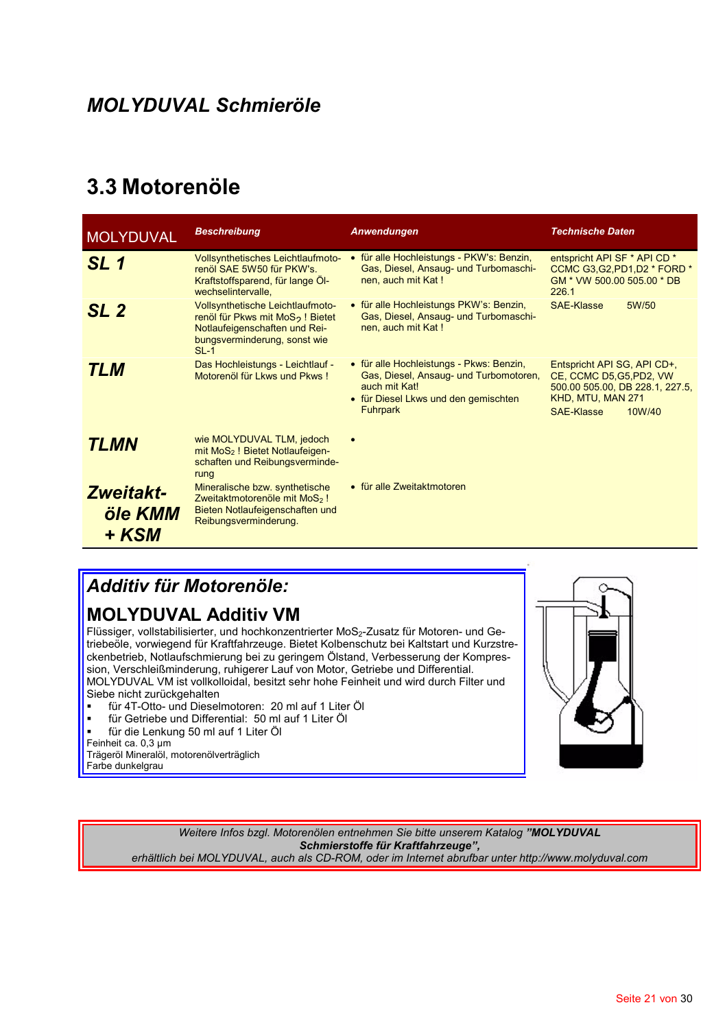## *MOLYDUVAL Schmieröle*

# 3.3 Motorenöle

| MOLYDUVAL | *Beschreibung* | *Anwendungen* | *Technische Daten* |
|---|---|---|---|
| ***SL 1*** | Vollsynthetisches Leichtlaufmotorenöl SAE 5W50 für PKW's. Kraftstoffsparend, für lange Ölwechselintervalle, | • für alle Hochleistungs - PKW's: Benzin, Gas, Diesel, Ansaug- und Turbomaschinen, auch mit Kat ! | entspricht API SF * API CD * CCMC G3,G2,PD1,D2 * FORD * GM * VW 500.00 505.00 * DB 226.1 |
| ***SL 2*** | Vollsynthetische Leichtlaufmotorenöl für Pkws mit $MoS_2$ ! Bietet Notlaufeigenschaften und Reibungsverminderung, sonst wie SL-1 | • für alle Hochleistungs PKW's: Benzin, Gas, Diesel, Ansaug- und Turbomaschinen, auch mit Kat ! | SAE-Klasse 5W/50 |
| ***TLM*** | Das Hochleistungs - Leichtlauf - Motorenöl für Lkws und Pkws ! | • für alle Hochleistungs - Pkws: Benzin, Gas, Diesel, Ansaug- und Turbomotoren, auch mit Kat! <br> • für Diesel Lkws und den gemischten Fuhrpark | Entspricht API SG, API CD+, CE, CCMC D5,G5,PD2, VW 500.00 505.00, DB 228.1, 227.5, KHD, MTU, MAN 271 <br> SAE-Klasse 10W/40 |
| ***TLMN*** | wie MOLYDUVAL TLM, jedoch mit $MoS_2$ ! Bietet Notlaufeigenschaften und Reibungsverminderung | • | |
| ***Zweitakt-öle KMM + KSM*** | Mineralische bzw. synthetische Zweitaktmotorenöle mit $MoS_2$ ! Bieten Notlaufeigenschaften und Reibungsverminderung. | • für alle Zweitaktmotoren | |

## *Additiv für Motorenöle:*

## MOLYDUVAL Additiv VM

Flüssiger, vollstabilisierter, und hochkonzentrierter $MoS_2$-Zusatz für Motoren- und Getriebeöle, vorwiegend für Kraftfahrzeuge. Bietet Kolbenschutz bei Kaltstart und Kurzstreckenbetrieb, Notlaufschmierung bei zu geringem Ölstand, Verbesserung der Kompression, Verschleißminderung, ruhigerer Lauf von Motor, Getriebe und Differential. MOLYDUVAL VM ist vollkolloidal, besitzt sehr hohe Feinheit und wird durch Filter und Siebe nicht zurückgehalten

- für 4T-Otto- und Dieselmotoren: 20 ml auf 1 Liter Öl
- für Getriebe und Differential: 50 ml auf 1 Liter Öl
- für die Lenkung 50 ml auf 1 Liter Öl

Feinheit ca. 0,3 µm
Trägeröl Mineralöl, motorenölverträglich
Farbe dunkelgrau

*Weitere Infos bzgl. Motorenölen entnehmen Sie bitte unserem Katalog* ***"MOLYDUVAL Schmierstoffe für Kraftfahrzeuge",*** *erhältlich bei MOLYDUVAL, auch als CD-ROM, oder im Internet abrufbar unter http://www.molyduval.com*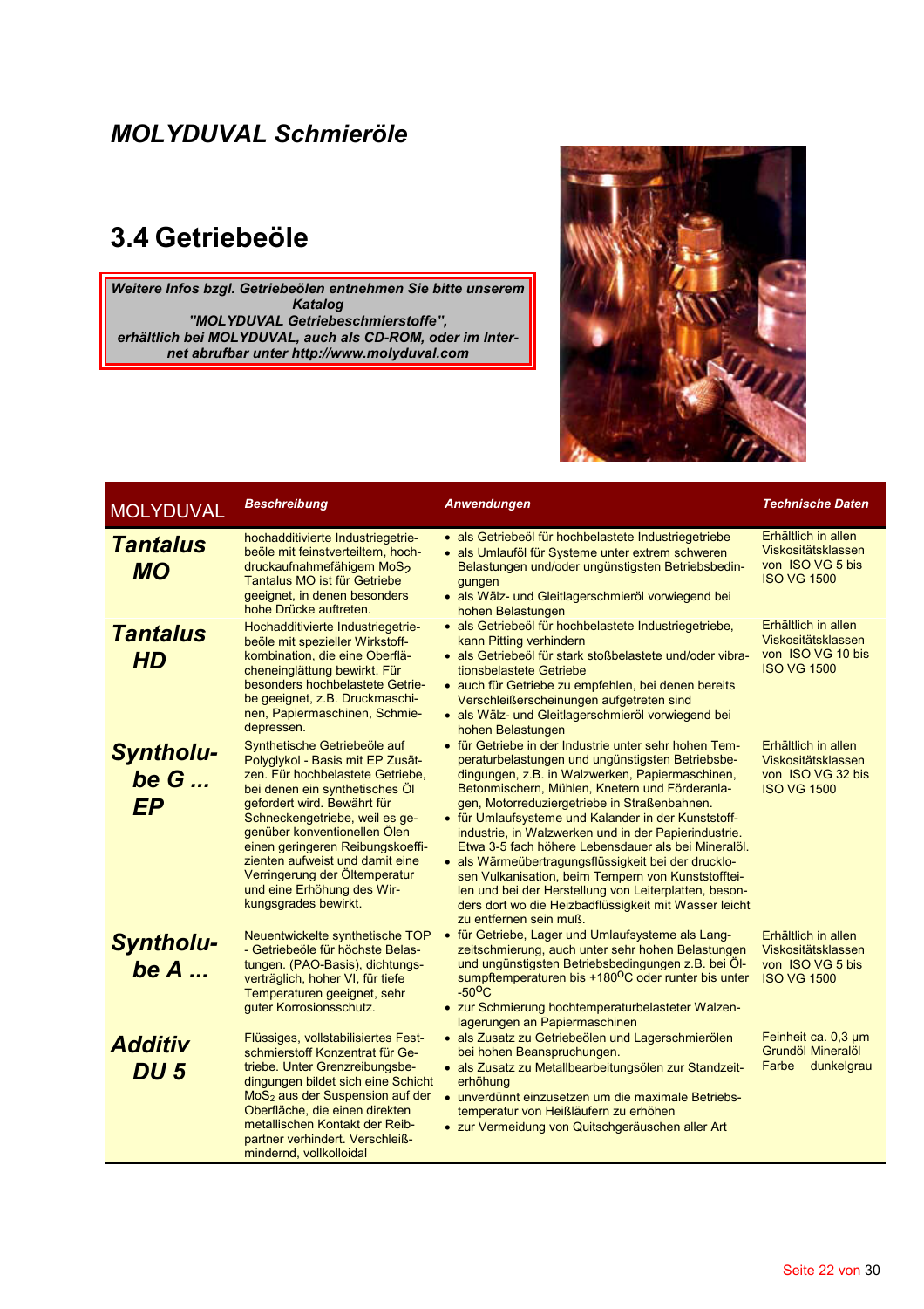## *MOLYDUVAL Schmieröle*

# 3.4 Getriebeöle

***Weitere Infos bzgl. Getriebeölen entnehmen Sie bitte unserem Katalog "MOLYDUVAL Getriebeschmierstoffe", erhältlich bei MOLYDUVAL, auch als CD-ROM, oder im Internet abrufbar unter http://www.molyduval.com***

| MOLYDUVAL | *Beschreibung* | *Anwendungen* | *Technische Daten* |
|---|---|---|---|
| ***Tantalus MO*** | hochadditivierte Industriegetriebeöle mit feinstverteiltem, hochdruckaufnahmefähigem $MoS_2$ Tantalus MO ist für Getriebe geeignet, in denen besonders hohe Drücke auftreten. | • als Getriebeöl für hochbelastete Industriegetriebe<br>• als Umlauföl für Systeme unter extrem schweren Belastungen und/oder ungünstigsten Betriebsbedingungen<br>• als Wälz- und Gleitlagerschmieröl vorwiegend bei hohen Belastungen | Erhältlich in allen Viskositätsklassen von ISO VG 5 bis ISO VG 1500 |
| ***Tantalus HD*** | Hochadditivierte Industriegetriebeöle mit spezieller Wirkstoffkombination, die eine Oberflächeneinglättung bewirkt. Für besonders hochbelastete Getriebe geeignet, z.B. Druckmaschinen, Papiermaschinen, Schmiedepressen. | • als Getriebeöl für hochbelastete Industriegetriebe,<br>• als Getriebeöl für stark stoßbelastete und/oder vibrationsbelastete Getriebe<br>• auch für Getriebe zu empfehlen, bei denen bereits Verschleißerscheinungen aufgetreten sind<br>• als Wälz- und Gleitlagerschmieröl vorwiegend bei hohen Belastungen | Erhältlich in allen Viskositätsklassen von ISO VG 10 bis ISO VG 1500 |
| ***Syntholube G ... EP*** | Synthetische Getriebeöle auf Polyglykol - Basis mit EP Zusätzen. Für hochbelastete Getriebe, bei denen ein synthetisches Öl gefordert wird. Bewährt für Schneckengetriebe, weil es gegenüber konventionellen Ölen einen geringeren Reibungskoeffizienten aufweist und damit eine Verringerung der Öltemperatur und eine Erhöhung des Wirkungsgrades bewirkt. | • für Getriebe in der Industrie unter sehr hohen Temperaturbelastungen und ungünstigsten Betriebsbedingungen, z.B. in Walzwerken, Papiermaschinen, Betonmischern, Mühlen, Knetern und Förderanlagen, Motorreduziergetriebe in Straßenbahnen.<br>• für Umlaufsysteme und Kalander in der Kunststoffindustrie, in Walzwerken und in der Papierindustrie. Etwa 3-5 fach höhere Lebensdauer als bei Mineralöl.<br>• als Wärmeübertragungsflüssigkeit bei der drucklosen Vulkanisation, beim Tempern von Kunststoffteilen und bei der Herstellung von Leiterplatten, besonders dort wo die Heizbadflüssigkeit mit Wasser leicht zu entfernen sein muß. | Erhältlich in allen Viskositätsklassen von ISO VG 32 bis ISO VG 1500 |
| ***Syntholube A ...*** | Neuentwickelte synthetische TOP - Getriebeöle für höchste Belastungen. (PAO-Basis), dichtungsverträglich, hoher VI, für tiefe Temperaturen geeignet, sehr guter Korrosionsschutz. | • für Getriebe, Lager und Umlaufsysteme als Langzeitschmierung, auch unter sehr hohen Belastungen und ungünstigsten Betriebsbedingungen z.B. bei Ölsumpftemperaturen bis +180°C oder runter bis unter -50°C<br>• zur Schmierung hochtemperaturbelasteter Walzenlagerungen an Papiermaschinen | Erhältlich in allen Viskositätsklassen von ISO VG 5 bis ISO VG 1500 |
| ***Additiv DU 5*** | Flüssiges, vollstabilisiertes Festschmierstoff Konzentrat für Getriebe. Unter Grenzreibungsbedingungen bildet sich eine Schicht $MoS_2$ aus der Suspension auf der Oberfläche, die einen direkten metallischen Kontakt der Reibpartner verhindert. Verschleißmindernd, vollkolloidal | • als Zusatz zu Getriebeölen und Lagerschmierölen bei hohen Beanspruchungen.<br>• als Zusatz zu Metallbearbeitungsölen zur Standzeiterhöhung<br>• unverdünnt einzusetzen um die maximale Betriebstemperatur von Heißläufern zu erhöhen<br>• zur Vermeidung von Quitschgeräuschen aller Art | Feinheit ca. 0,3 µm<br>Grundöl Mineralöl<br>Farbe dunkelgrau |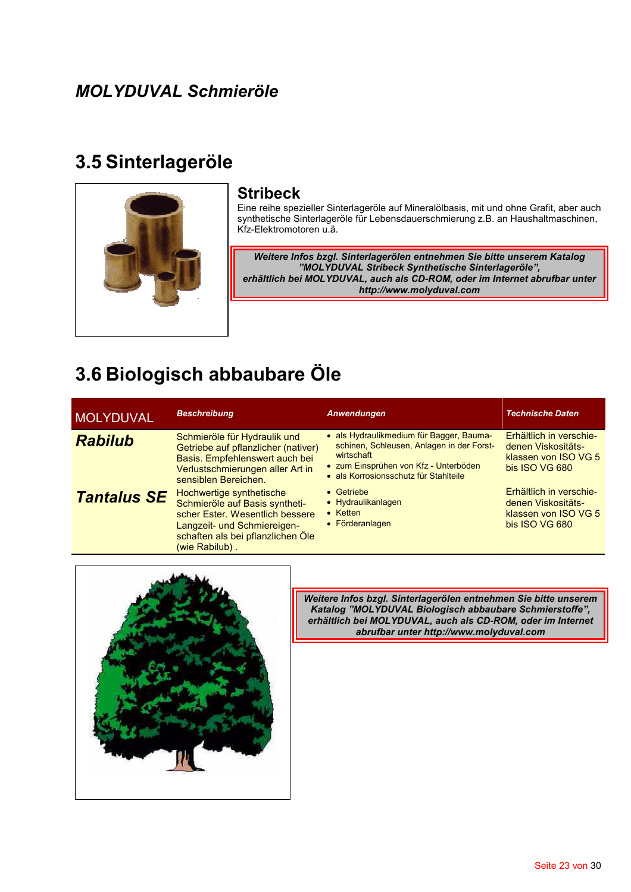*MOLYDUVAL Schmieröle*

# 3.5 Sinterlageröle

## Stribeck

Eine reihe spezieller Sinterlageröle auf Mineralölbasis, mit und ohne Grafit, aber auch synthetische Sinterlageröle für Lebensdauerschmierung z.B. an Haushaltmaschinen, Kfz-Elektromotoren u.ä.

***Weitere Infos bzgl. Sinterlagerölen entnehmen Sie bitte unserem Katalog "MOLYDUVAL Stribeck Synthetische Sinterlageröle", erhältlich bei MOLYDUVAL, auch als CD-ROM, oder im Internet abrufbar unter http://www.molyduval.com***

# 3.6 Biologisch abbaubare Öle

| MOLYDUVAL | *Beschreibung* | *Anwendungen* | *Technische Daten* |
|---|---|---|---|
| ***Rabilub*** | Schmieröle für Hydraulik und Getriebe auf pflanzlicher (nativer) Basis. Empfehlenswert auch bei Verlustschmierungen aller Art in sensiblen Bereichen. | • als Hydraulikmedium für Bagger, Baumaschinen, Schleusen, Anlagen in der Forstwirtschaft<br>• zum Einsprühen von Kfz - Unterböden<br>• als Korrosionsschutz für Stahlteile | Erhältlich in verschiedenen Viskositätsklassen von ISO VG 5 bis ISO VG 680 |
| ***Tantalus SE*** | Hochwertige synthetische Schmieröle auf Basis synthetischer Ester. Wesentlich bessere Langzeit- und Schmiereigenschaften als bei pflanzlichen Öle (wie Rabilub) . | • Getriebe<br>• Hydraulikanlagen<br>• Ketten<br>• Förderanlagen | Erhältlich in verschiedenen Viskositätsklassen von ISO VG 5 bis ISO VG 680 |

***Weitere Infos bzgl. Sinterlagerölen entnehmen Sie bitte unserem Katalog "MOLYDUVAL Biologisch abbaubare Schmierstoffe", erhältlich bei MOLYDUVAL, auch als CD-ROM, oder im Internet abrufbar unter http://www.molyduval.com***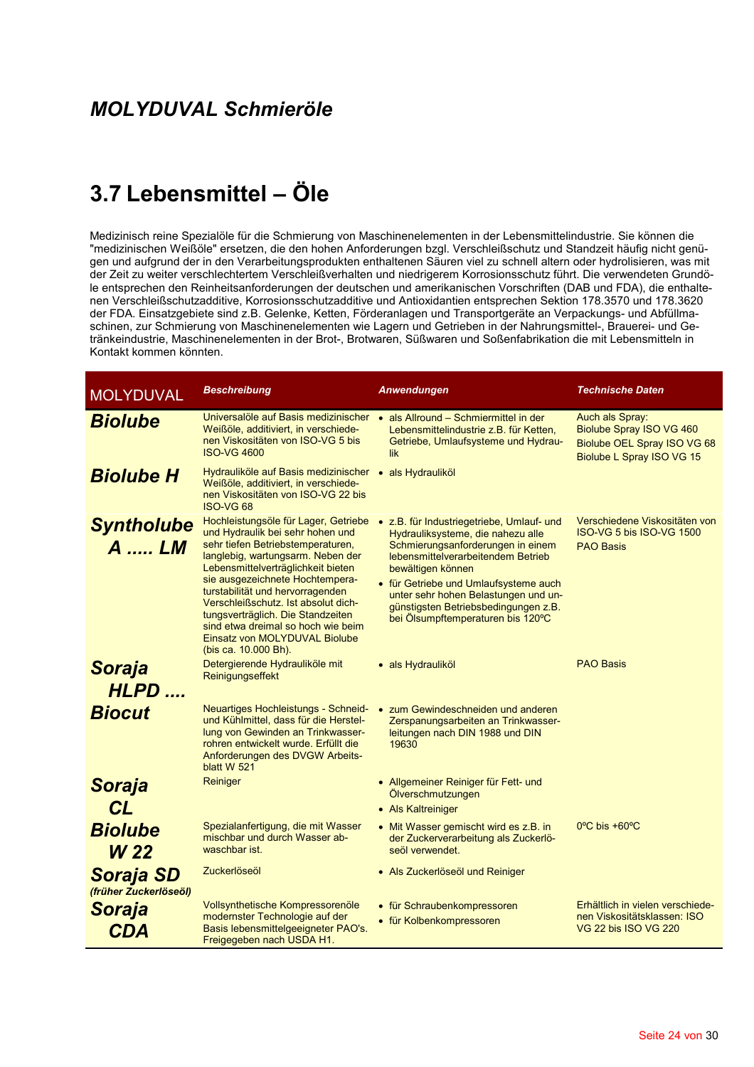# *MOLYDUVAL Schmieröle*

## 3.7 Lebensmittel – Öle

Medizinisch reine Spezialöle für die Schmierung von Maschinenelementen in der Lebensmittelindustrie. Sie können die "medizinischen Weißöle" ersetzen, die den hohen Anforderungen bzgl. Verschleißschutz und Standzeit häufig nicht genügen und aufgrund der in den Verarbeitungsprodukten enthaltenen Säuren viel zu schnell altern oder hydrolisieren, was mit der Zeit zu weiter verschlechtertem Verschleißverhalten und niedrigerem Korrosionsschutz führt. Die verwendeten Grundöle entsprechen den Reinheitsanforderungen der deutschen und amerikanischen Vorschriften (DAB und FDA), die enthaltenen Verschleißschutzadditive, Korrosionsschutzadditive und Antioxidantien entsprechen Sektion 178.3570 und 178.3620 der FDA. Einsatzgebiete sind z.B. Gelenke, Ketten, Förderanlagen und Transportgeräte an Verpackungs- und Abfüllmaschinen, zur Schmierung von Maschinenelementen wie Lagern und Getrieben in der Nahrungsmittel-, Brauerei- und Getränkeindustrie, Maschinenelementen in der Brot-, Brotwaren, Süßwaren und Soßenfabrikation die mit Lebensmitteln in Kontakt kommen könnten.

| MOLYDUVAL | *Beschreibung* | *Anwendungen* | *Technische Daten* |
|---|---|---|---|
| ***Biolube*** | Universalöle auf Basis medizinischer Weißöle, additiviert, in verschiedenen Viskositäten von ISO-VG 5 bis ISO-VG 4600 | • als Allround – Schmiermittel in der Lebensmittelindustrie z.B. für Ketten, Getriebe, Umlaufsysteme und Hydraulik | Auch als Spray: Biolube Spray ISO VG 460<br>Biolube OEL Spray ISO VG 68<br>Biolube L Spray ISO VG 15 |
| ***Biolube H*** | Hydrauliköle auf Basis medizinischer Weißöle, additiviert, in verschiedenen Viskositäten von ISO-VG 22 bis ISO-VG 68 | • als Hydrauliköl | |
| ***Syntholube A ..... LM*** | Hochleistungsöle für Lager, Getriebe und Hydraulik bei sehr hohen und sehr tiefen Betriebstemperaturen, langlebig, wartungsarm. Neben der Lebensmittelverträglichkeit bieten sie ausgezeichnete Hochtemperaturstabilität und hervorragenden Verschleißschutz. Ist absolut dichtungsverträglich. Die Standzeiten sind etwa dreimal so hoch wie beim Einsatz von MOLYDUVAL Biolube (bis ca. 10.000 Bh). | • z.B. für Industriegetriebe, Umlauf- und Hydrauliksysteme, die nahezu alle Schmierungsanforderungen in einem lebensmittelverarbeitendem Betrieb bewältigen können<br>• für Getriebe und Umlaufsysteme auch unter sehr hohen Belastungen und ungünstigsten Betriebsbedingungen z.B. bei Ölsumpftemperaturen bis 120ºC | Verschiedene Viskositäten von ISO-VG 5 bis ISO-VG 1500<br>PAO Basis |
| ***Soraja HLPD ....*** | Detergierende Hydrauliköle mit Reinigungseffekt | • als Hydrauliköl | PAO Basis |
| ***Biocut*** | Neuartiges Hochleistungs - Schneid- und Kühlmittel, dass für die Herstellung von Gewinden an Trinkwasserrohren entwickelt wurde. Erfüllt die Anforderungen des DVGW Arbeitsblatt W 521 | • zum Gewindeschneiden und anderen Zerspanungsarbeiten an Trinkwasserleitungen nach DIN 1988 und DIN 19630 | |
| ***Soraja CL*** | Reiniger | • Allgemeiner Reiniger für Fett- und Ölverschmutzungen<br>• Als Kaltreiniger | |
| ***Biolube W 22*** | Spezialanfertigung, die mit Wasser mischbar und durch Wasser abwaschbar ist. | • Mit Wasser gemischt wird es z.B. in der Zuckerverarbeitung als Zuckerlöseöl verwendet. | 0ºC bis +60ºC |
| ***Soraja SD*** *(früher Zuckerlöseöl)* | Zuckerlöseöl | • Als Zuckerlöseöl und Reiniger | |
| ***Soraja CDA*** | Vollsynthetische Kompressorenöle modernster Technologie auf der Basis lebensmittelgeeigneter PAO's. Freigegeben nach USDA H1. | • für Schraubenkompressoren<br>• für Kolbenkompressoren | Erhältlich in vielen verschiedenen Viskositätsklassen: ISO VG 22 bis ISO VG 220 |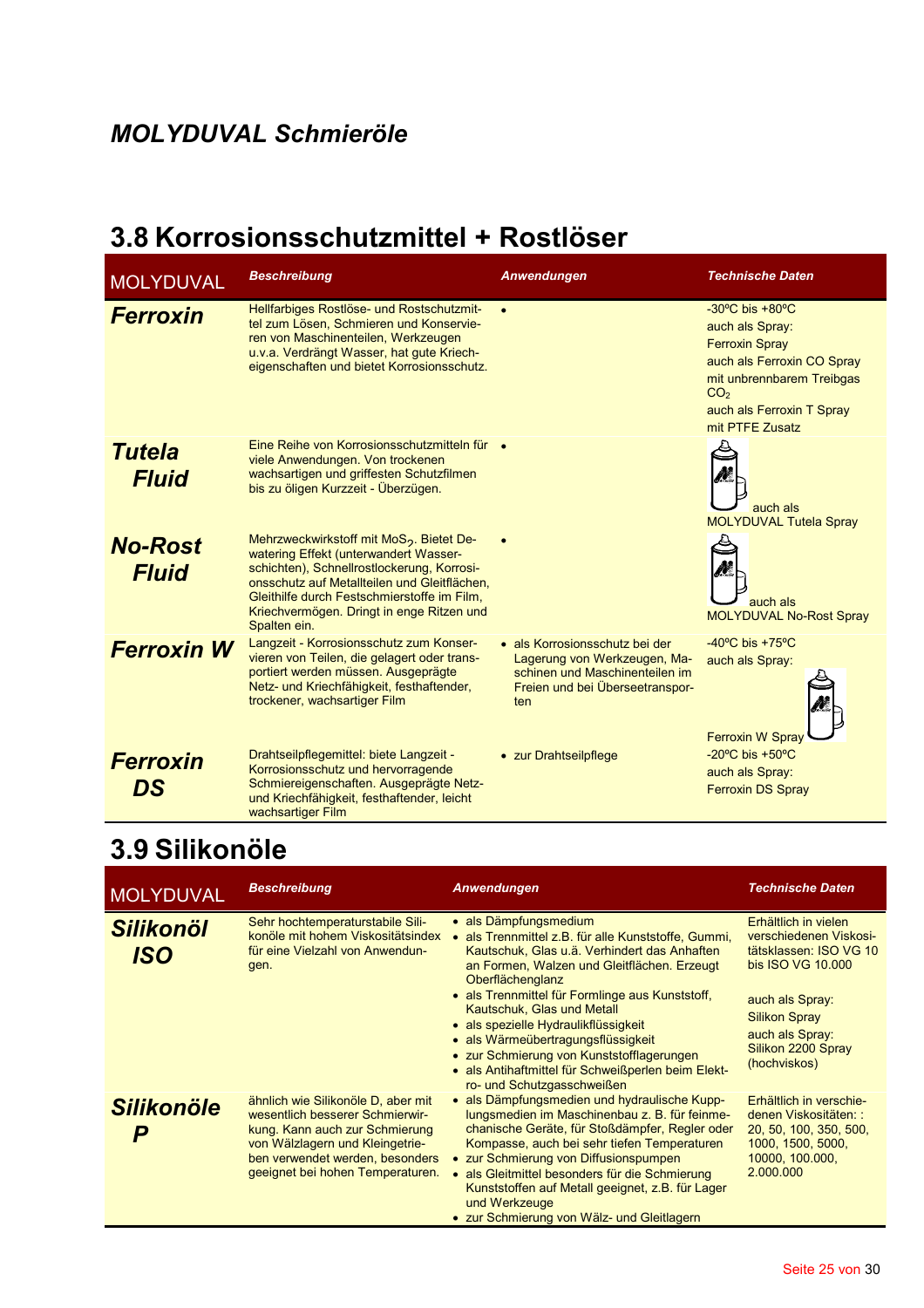## MOLYDUVAL Schmieröle

# 3.8 Korrosionsschutzmittel + Rostlöser

| MOLYDUVAL | Beschreibung | Anwendungen | Technische Daten |
|---|---|---|---|
| **Ferroxin** | Hellfarbiges Rostlöse- und Rostschutzmittel zum Lösen, Schmieren und Konservieren von Maschinenteilen, Werkzeugen u.v.a. Verdrängt Wasser, hat gute Kriecheigenschaften und bietet Korrosionsschutz. | • | -30ºC bis +80ºC<br>auch als Spray:<br>Ferroxin Spray<br>auch als Ferroxin CO Spray mit unbrennbarem Treibgas $CO_2$<br>auch als Ferroxin T Spray mit PTFE Zusatz |
| **Tutela Fluid** | Eine Reihe von Korrosionsschutzmitteln für viele Anwendungen. Von trockenen wachsartigen und griffesten Schutzfilmen bis zu öligen Kurzzeit - Überzügen. | • | auch als MOLYDUVAL Tutela Spray |
| **No-Rost Fluid** | Mehrzweckwirkstoff mit $MoS_2$. Bietet Dewatering Effekt (unterwandert Wasserschichten), Schnellrostlockerung, Korrosionsschutz auf Metallteilen und Gleitflächen, Gleithilfe durch Festschmierstoffe im Film, Kriechvermögen. Dringt in enge Ritzen und Spalten ein. | • | auch als MOLYDUVAL No-Rost Spray |
| **Ferroxin W** | Langzeit - Korrosionsschutz zum Konservieren von Teilen, die gelagert oder transportiert werden müssen. Ausgeprägte Netz- und Kriechfähigkeit, festhaftender, trockener, wachsartiger Film | • als Korrosionsschutz bei der Lagerung von Werkzeugen, Maschinen und Maschinenteilen im Freien und bei Überseetransporten | -40ºC bis +75ºC<br>auch als Spray:<br>Ferroxin W Spray |
| **Ferroxin DS** | Drahtseilpflegemittel: biete Langzeit - Korrosionsschutz und hervorragende Schmiereigenschaften. Ausgeprägte Netz- und Kriechfähigkeit, festhaftender, leicht wachsartiger Film | • zur Drahtseilpflege | -20ºC bis +50ºC<br>auch als Spray:<br>Ferroxin DS Spray |

# 3.9 Silikonöle

| MOLYDUVAL | Beschreibung | Anwendungen | Technische Daten |
|---|---|---|---|
| **Silikonöl ISO** | Sehr hochtemperaturstabile Silikonöle mit hohem Viskositätsindex für eine Vielzahl von Anwendungen. | • als Dämpfungsmedium<br>• als Trennmittel z.B. für alle Kunststoffe, Gummi, Kautschuk, Glas u.ä. Verhindert das Anhaften an Formen, Walzen und Gleitflächen. Erzeugt Oberflächenglanz<br>• als Trennmittel für Formlinge aus Kunststoff, Kautschuk, Glas und Metall<br>• als spezielle Hydraulikflüssigkeit<br>• als Wärmeübertragungsflüssigkeit<br>• zur Schmierung von Kunststofflagerungen<br>• als Antihaftmittel für Schweißperlen beim Elektro- und Schutzgasschweißen | Erhältlich in vielen verschiedenen Viskositätsklassen: ISO VG 10 bis ISO VG 10.000<br><br>auch als Spray:<br>Silikon Spray<br>auch als Spray:<br>Silikon 2200 Spray (hochviskos) |
| **Silikonöle P** | ähnlich wie Silikonöle D, aber mit wesentlich besserer Schmierwirkung. Kann auch zur Schmierung von Wälzlagern und Kleingetrieben verwendet werden, besonders geeignet bei hohen Temperaturen. | • als Dämpfungsmedien und hydraulische Kupplungsmedien im Maschinenbau z. B. für feinmechanische Geräte, für Stoßdämpfer, Regler oder Kompasse, auch bei sehr tiefen Temperaturen<br>• zur Schmierung von Diffusionspumpen<br>• als Gleitmittel besonders für die Schmierung Kunststoffen auf Metall geeignet, z.B. für Lager und Werkzeuge<br>• zur Schmierung von Wälz- und Gleitlagern | Erhältlich in verschiedenen Viskositäten: : 20, 50, 100, 350, 500, 1000, 1500, 5000, 10000, 100.000, 2.000.000 |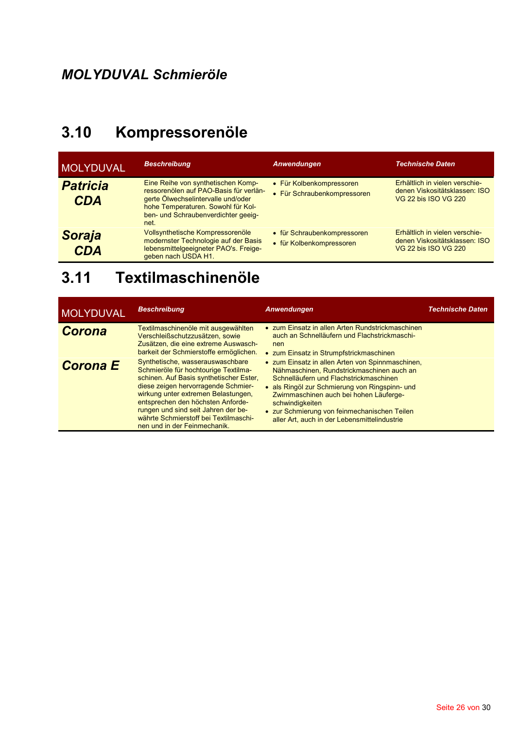*MOLYDUVAL Schmieröle*

# 3.10 Kompressorenöle

| MOLYDUVAL | *Beschreibung* | *Anwendungen* | *Technische Daten* |
|---|---|---|---|
| ***Patricia CDA*** | Eine Reihe von synthetischen Kompressorenölen auf PAO-Basis für verlängerte Ölwechselintervalle und/oder hohe Temperaturen. Sowohl für Kolben- und Schraubenverdichter geeignet. | • Für Kolbenkompressoren<br>• Für Schraubenkompressoren | Erhältlich in vielen verschiedenen Viskositätsklassen: ISO VG 22 bis ISO VG 220 |
| ***Soraja CDA*** | Vollsynthetische Kompressorenöle modernster Technologie auf der Basis lebensmittelgeeigneter PAO's. Freigegeben nach USDA H1. | • für Schraubenkompressoren<br>• für Kolbenkompressoren | Erhältlich in vielen verschiedenen Viskositätsklassen: ISO VG 22 bis ISO VG 220 |

# 3.11 Textilmaschinenöle

| MOLYDUVAL | *Beschreibung* | *Anwendungen* | *Technische Daten* |
|---|---|---|---|
| ***Corona*** | Textilmaschinenöle mit ausgewählten Verschleißschutzzusätzen, sowie Zusätzen, die eine extreme Auswaschbarkeit der Schmierstoffe ermöglichen. | • zum Einsatz in allen Arten Rundstrickmaschinen auch an Schnelläufern und Flachstrickmaschinen<br>• zum Einsatz in Strumpfstrickmaschinen | |
| ***Corona E*** | Synthetische, wasserauswaschbare Schmieröle für hochtourige Textilmaschinen. Auf Basis synthetischer Ester, diese zeigen hervorragende Schmierwirkung unter extremen Belastungen, entsprechen den höchsten Anforderungen und sind seit Jahren der bewährte Schmierstoff bei Textilmaschinen und in der Feinmechanik. | • zum Einsatz in allen Arten von Spinnmaschinen, Nähmaschinen, Rundstrickmaschinen auch an Schnelläufern und Flachstrickmaschinen<br>• als Ringöl zur Schmierung von Ringspinn- und Zwirnmaschinen auch bei hohen Läufergeschwindigkeiten<br>• zur Schmierung von feinmechanischen Teilen aller Art, auch in der Lebensmittelindustrie | |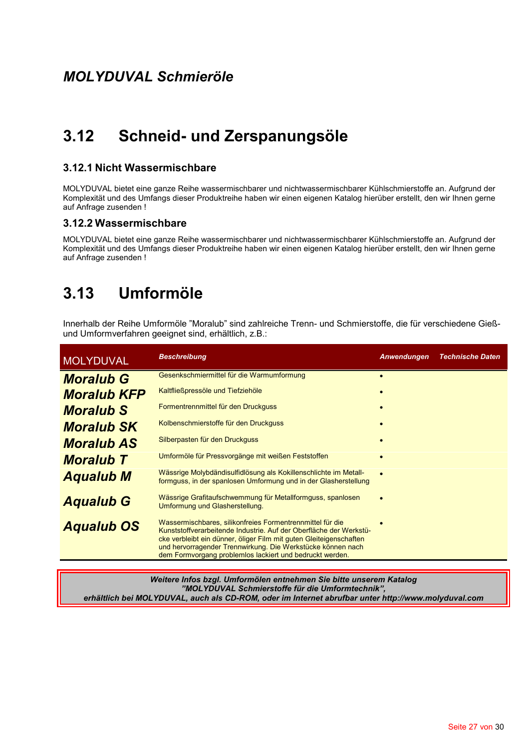*MOLYDUVAL Schmieröle*

# 3.12 Schneid- und Zerspanungsöle

### 3.12.1 Nicht Wassermischbare

MOLYDUVAL bietet eine ganze Reihe wassermischbarer und nichtwassermischbarer Kühlschmierstoffe an. Aufgrund der Komplexität und des Umfangs dieser Produktreihe haben wir einen eigenen Katalog hierüber erstellt, den wir Ihnen gerne auf Anfrage zusenden !

### 3.12.2 Wassermischbare

MOLYDUVAL bietet eine ganze Reihe wassermischbarer und nichtwassermischbarer Kühlschmierstoffe an. Aufgrund der Komplexität und des Umfangs dieser Produktreihe haben wir einen eigenen Katalog hierüber erstellt, den wir Ihnen gerne auf Anfrage zusenden !

# 3.13 Umformöle

Innerhalb der Reihe Umformöle "Moralub" sind zahlreiche Trenn- und Schmierstoffe, die für verschiedene Gieß- und Umformverfahren geeignet sind, erhältlich, z.B.:

| MOLYDUVAL | *Beschreibung* | *Anwendungen* | *Technische Daten* |
|---|---|---|---|
| ***Moralub G*** | Gesenkschmiermittel für die Warmumformung | • | |
| ***Moralub KFP*** | Kaltfließpressöle und Tiefziehöle | • | |
| ***Moralub S*** | Formentrennmittel für den Druckguss | • | |
| ***Moralub SK*** | Kolbenschmierstoffe für den Druckguss | • | |
| ***Moralub AS*** | Silberpasten für den Druckguss | • | |
| ***Moralub T*** | Umformöle für Pressvorgänge mit weißen Feststoffen | • | |
| ***Aqualub M*** | Wässrige Molybdändisulfidlösung als Kokillenschlichte im Metallformguss, in der spanlosen Umformung und in der Glasherstellung | • | |
| ***Aqualub G*** | Wässrige Grafitaufschwemmung für Metallformguss, spanlosen Umformung und Glasherstellung. | • | |
| ***Aqualub OS*** | Wassermischbares, silikonfreies Formentrennmittel für die Kunststoffverarbeitende Industrie. Auf der Oberfläche der Werkstücke verbleibt ein dünner, öliger Film mit guten Gleiteigenschaften und hervorragender Trennwirkung. Die Werkstücke können nach dem Formvorgang problemlos lackiert und bedruckt werden. | • | |

***Weitere Infos bzgl. Umformölen entnehmen Sie bitte unserem Katalog "MOLYDUVAL Schmierstoffe für die Umformtechnik", erhältlich bei MOLYDUVAL, auch als CD-ROM, oder im Internet abrufbar unter http://www.molyduval.com***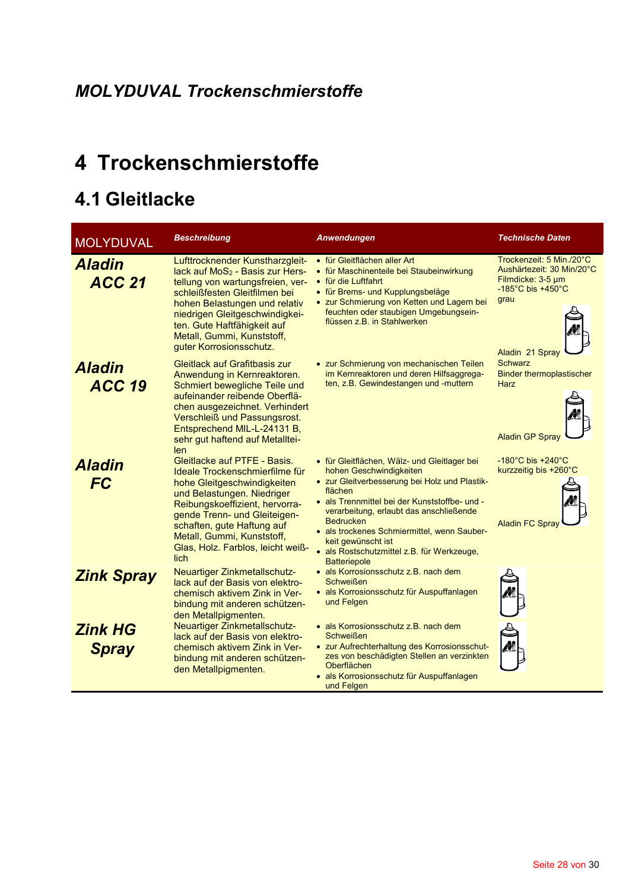*MOLYDUVAL Trockenschmierstoffe*

# 4 Trockenschmierstoffe

## 4.1 Gleitlacke

| MOLYDUVAL | *Beschreibung* | *Anwendungen* | *Technische Daten* |
|---|---|---|---|
| ***Aladin ACC 21*** | Lufttrocknender Kunstharzgleitlack auf $MoS_2$ - Basis zur Herstellung von wartungsfreien, verschleißfesten Gleitfilmen bei hohen Belastungen und relativ niedrigen Gleitgeschwindigkeiten. Gute Haftfähigkeit auf Metall, Gummi, Kunststoff, guter Korrosionsschutz. | • für Gleitflächen aller Art<br>• für Maschinenteile bei Staubeinwirkung<br>• für die Luftfahrt<br>• für Brems- und Kupplungsbeläge<br>• zur Schmierung von Ketten und Lagern bei feuchten oder staubigen Umgebungseinflüssen z.B. in Stahlwerken | Trockenzeit: 5 Min./20°C<br>Aushärtezeit: 30 Min/20°C<br>Filmdicke: 3-5 µm<br>-185°C bis +450°C<br>grau<br>Aladin 21 Spray |
| ***Aladin ACC 19*** | Gleitlack auf Grafitbasis zur Anwendung in Kernreaktoren. Schmiert bewegliche Teile und aufeinander reibende Oberflächen ausgezeichnet. Verhindert Verschleiß und Passungsrost. Entsprechend MIL-L-24131 B, sehr gut haftend auf Metallteilen | • zur Schmierung von mechanischen Teilen im Kernreaktoren und deren Hilfsaggregaten, z.B. Gewindestangen und -muttern | Schwarz<br>Binder thermoplastischer Harz<br>Aladin GP Spray |
| ***Aladin FC*** | Gleitlacke auf PTFE - Basis. Ideale Trockenschmierfilme für hohe Gleitgeschwindigkeiten und Belastungen. Niedriger Reibungskoeffizient, hervorragende Trenn- und Gleiteigenschaften, gute Haftung auf Metall, Gummi, Kunststoff, Glas, Holz. Farblos, leicht weißlich | • für Gleitflächen, Wälz- und Gleitlager bei hohen Geschwindigkeiten<br>• zur Gleitverbesserung bei Holz und Plastikflächen<br>• als Trennmittel bei der Kunststoffbe- und -verarbeitung, erlaubt das anschließende Bedrucken<br>• als trockenes Schmiermittel, wenn Sauberkeit gewünscht ist<br>• als Rostschutzmittel z.B. für Werkzeuge, Batteriepole | -180°C bis +240°C<br>kurzzeitig bis +260°C<br>Aladin FC Spray |
| ***Zink Spray*** | Neuartiger Zinkmetallschutzlack auf der Basis von elektrochemisch aktivem Zink in Verbindung mit anderen schützenden Metallpigmenten. | • als Korrosionsschutz z.B. nach dem Schweißen<br>• als Korrosionsschutz für Auspuffanlagen und Felgen | |
| ***Zink HG Spray*** | Neuartiger Zinkmetallschutzlack auf der Basis von elektrochemisch aktivem Zink in Verbindung mit anderen schützenden Metallpigmenten. | • als Korrosionsschutz z.B. nach dem Schweißen<br>• zur Aufrechterhaltung des Korrosionsschutzes von beschädigten Stellen an verzinkten Oberflächen<br>• als Korrosionsschutz für Auspuffanlagen und Felgen | |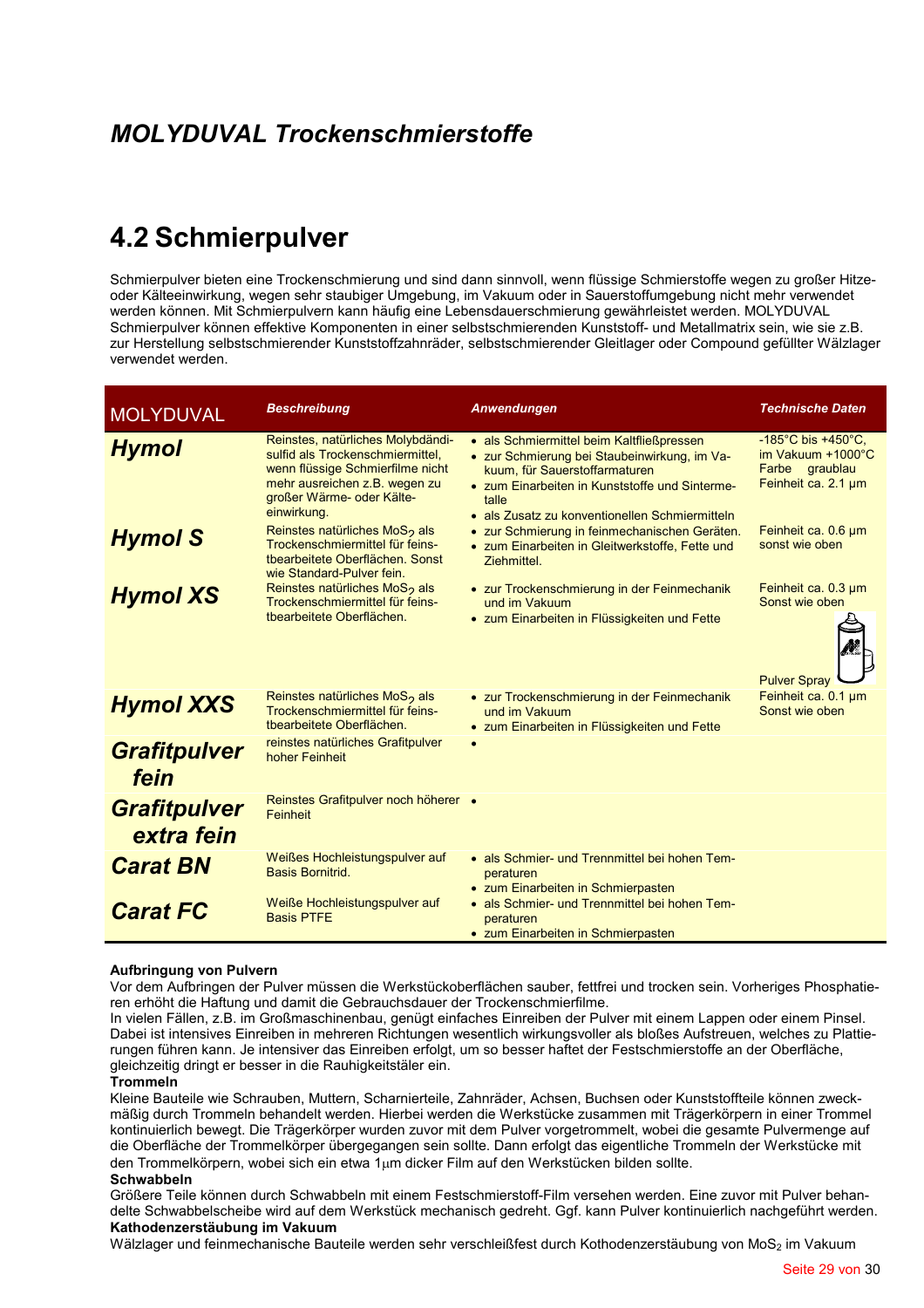# *MOLYDUVAL Trockenschmierstoffe*

## 4.2 Schmierpulver

Schmierpulver bieten eine Trockenschmierung und sind dann sinnvoll, wenn flüssige Schmierstoffe wegen zu großer Hitze- oder Kälteeinwirkung, wegen sehr staubiger Umgebung, im Vakuum oder in Sauerstoffumgebung nicht mehr verwendet werden können. Mit Schmierpulvern kann häufig eine Lebensdauerschmierung gewährleistet werden. MOLYDUVAL Schmierpulver können effektive Komponenten in einer selbstschmierenden Kunststoff- und Metallmatrix sein, wie sie z.B. zur Herstellung selbstschmierender Kunststoffzahnräder, selbstschmierender Gleitlager oder Compound gefüllter Wälzlager verwendet werden.

| MOLYDUVAL | *Beschreibung* | *Anwendungen* | *Technische Daten* |
|---|---|---|---|
| ***Hymol*** | Reinstes, natürliches Molybdändisulfid als Trockenschmiermittel, wenn flüssige Schmierfilme nicht mehr ausreichen z.B. wegen zu großer Wärme- oder Kälteeinwirkung. | • als Schmiermittel beim Kaltfließpressen<br>• zur Schmierung bei Staubeinwirkung, im Vakuum, für Sauerstoffarmaturen<br>• zum Einarbeiten in Kunststoffe und Sintermetalle<br>• als Zusatz zu konventionellen Schmiermitteln | -185°C bis +450°C, im Vakuum +1000°C<br>Farbe graublau<br>Feinheit ca. 2.1 µm |
| ***Hymol S*** | Reinstes natürliches $MoS_2$ als Trockenschmiermittel für feinstbearbeitete Oberflächen. Sonst wie Standard-Pulver fein. | • zur Schmierung in feinmechanischen Geräten.<br>• zum Einarbeiten in Gleitwerkstoffe, Fette und Ziehmittel. | Feinheit ca. 0.6 µm<br>sonst wie oben |
| ***Hymol XS*** | Reinstes natürliches $MoS_2$ als Trockenschmiermittel für feinstbearbeitete Oberflächen. | • zur Trockenschmierung in der Feinmechanik und im Vakuum<br>• zum Einarbeiten in Flüssigkeiten und Fette | Feinheit ca. 0.3 µm<br>Sonst wie oben<br>Pulver Spray |
| ***Hymol XXS*** | Reinstes natürliches $MoS_2$ als Trockenschmiermittel für feinstbearbeitete Oberflächen. | • zur Trockenschmierung in der Feinmechanik und im Vakuum<br>• zum Einarbeiten in Flüssigkeiten und Fette | Feinheit ca. 0.1 µm<br>Sonst wie oben |
| ***Grafitpulver fein*** | reinstes natürliches Grafitpulver hoher Feinheit | • | |
| ***Grafitpulver extra fein*** | Reinstes Grafitpulver noch höherer Feinheit | • | |
| ***Carat BN*** | Weißes Hochleistungspulver auf Basis Bornitrid. | • als Schmier- und Trennmittel bei hohen Temperaturen<br>• zum Einarbeiten in Schmierpasten | |
| ***Carat FC*** | Weiße Hochleistungspulver auf Basis PTFE | • als Schmier- und Trennmittel bei hohen Temperaturen<br>• zum Einarbeiten in Schmierpasten | |

**Aufbringung von Pulvern**
Vor dem Aufbringen der Pulver müssen die Werkstückoberflächen sauber, fettfrei und trocken sein. Vorheriges Phosphatieren erhöht die Haftung und damit die Gebrauchsdauer der Trockenschmierfilme.
In vielen Fällen, z.B. im Großmaschinenbau, genügt einfaches Einreiben der Pulver mit einem Lappen oder einem Pinsel. Dabei ist intensives Einreiben in mehreren Richtungen wesentlich wirkungsvoller als bloßes Aufstreuen, welches zu Plattierungen führen kann. Je intensiver das Einreiben erfolgt, um so besser haftet der Festschmierstoffe an der Oberfläche, gleichzeitig dringt er besser in die Rauhigkeitstäler ein.

**Trommeln**
Kleine Bauteile wie Schrauben, Muttern, Scharnierteile, Zahnräder, Achsen, Buchsen oder Kunststoffteile können zweckmäßig durch Trommeln behandelt werden. Hierbei werden die Werkstücke zusammen mit Trägerkörpern in einer Trommel kontinuierlich bewegt. Die Trägerkörper wurden zuvor mit dem Pulver vorgetrommelt, wobei die gesamte Pulvermenge auf die Oberfläche der Trommelkörper übergegangen sein sollte. Dann erfolgt das eigentliche Trommeln der Werkstücke mit den Trommelkörpern, wobei sich ein etwa 1µm dicker Film auf den Werkstücken bilden sollte.

**Schwabbeln**
Größere Teile können durch Schwabbeln mit einem Festschmierstoff-Film versehen werden. Eine zuvor mit Pulver behandelte Schwabbelscheibe wird auf dem Werkstück mechanisch gedreht. Ggf. kann Pulver kontinuierlich nachgeführt werden.

**Kathodenzerstäubung im Vakuum**
Wälzlager und feinmechanische Bauteile werden sehr verschleißfest durch Kothodenzerstäubung von $MoS_2$ im Vakuum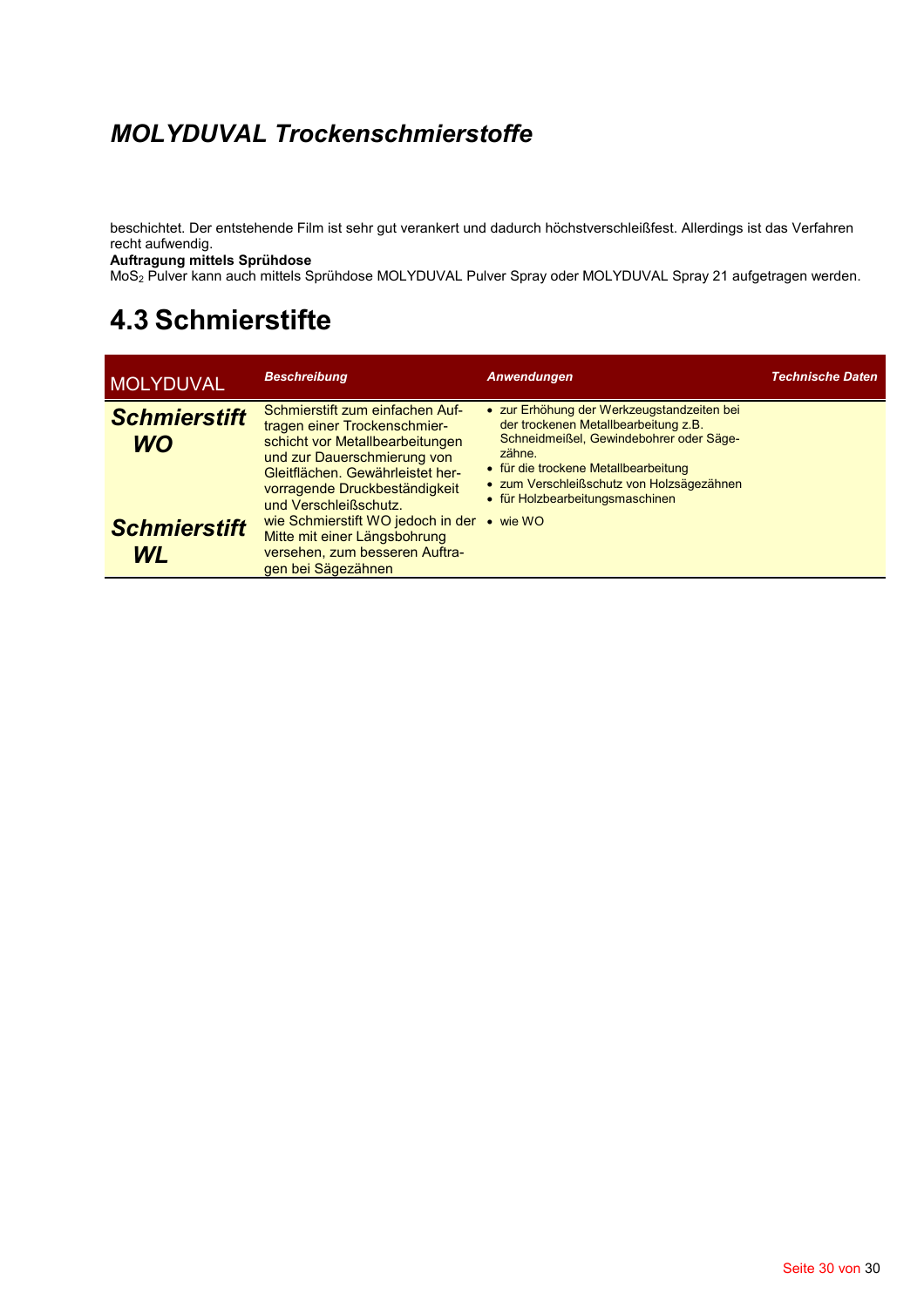## *MOLYDUVAL Trockenschmierstoffe*

beschichtet. Der entstehende Film ist sehr gut verankert und dadurch höchstverschleißfest. Allerdings ist das Verfahren recht aufwendig.

**Auftragung mittels Sprühdose**

$MoS_2$ Pulver kann auch mittels Sprühdose MOLYDUVAL Pulver Spray oder MOLYDUVAL Spray 21 aufgetragen werden.

# 4.3 Schmierstifte

| MOLYDUVAL | *Beschreibung* | *Anwendungen* | *Technische Daten* |
|---|---|---|---|
| ***Schmierstift WO*** | Schmierstift zum einfachen Auftragen einer Trockenschmierschicht vor Metallbearbeitungen und zur Dauerschmierung von Gleitflächen. Gewährleistet hervorragende Druckbeständigkeit und Verschleißschutz. | • zur Erhöhung der Werkzeugstandzeiten bei der trockenen Metallbearbeitung z.B. Schneidmeißel, Gewindebohrer oder Sägezähne.<br>• für die trockene Metallbearbeitung<br>• zum Verschleißschutz von Holzsägezähnen<br>• für Holzbearbeitungsmaschinen | |
| ***Schmierstift WL*** | wie Schmierstift WO jedoch in der Mitte mit einer Längsbohrung versehen, zum besseren Auftragen bei Sägezähnen | • wie WO | |